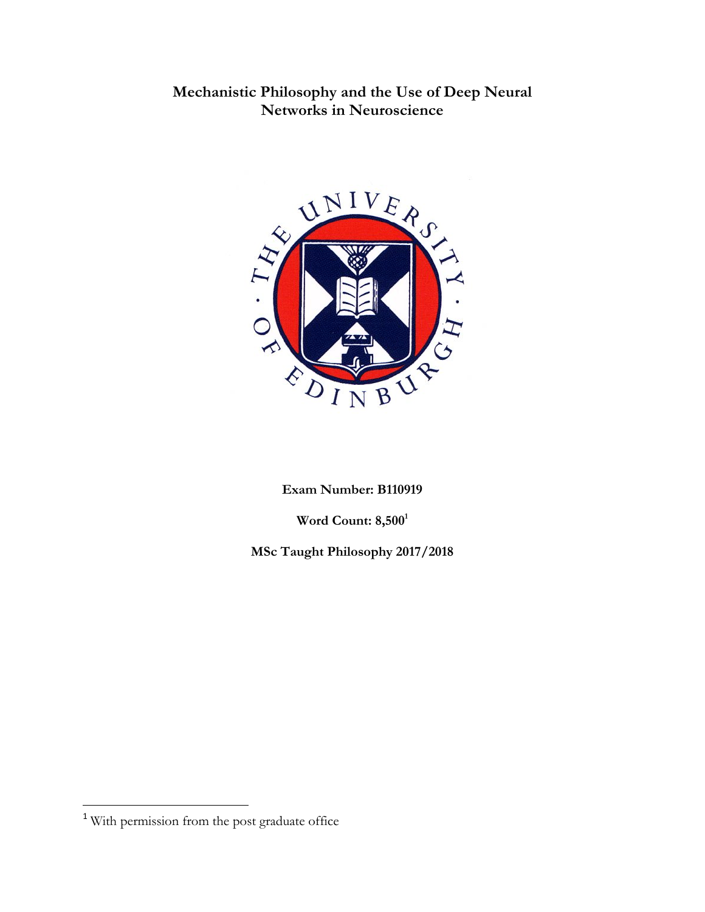# Mechanistic Philosophy and the Use of Deep Neural Networks in Neuroscience

**Exam Number: B110919**

**Word Count: 8,500[1]**

**MSc Taught Philosophy 2017/2018**

[1] With permission from the post graduate office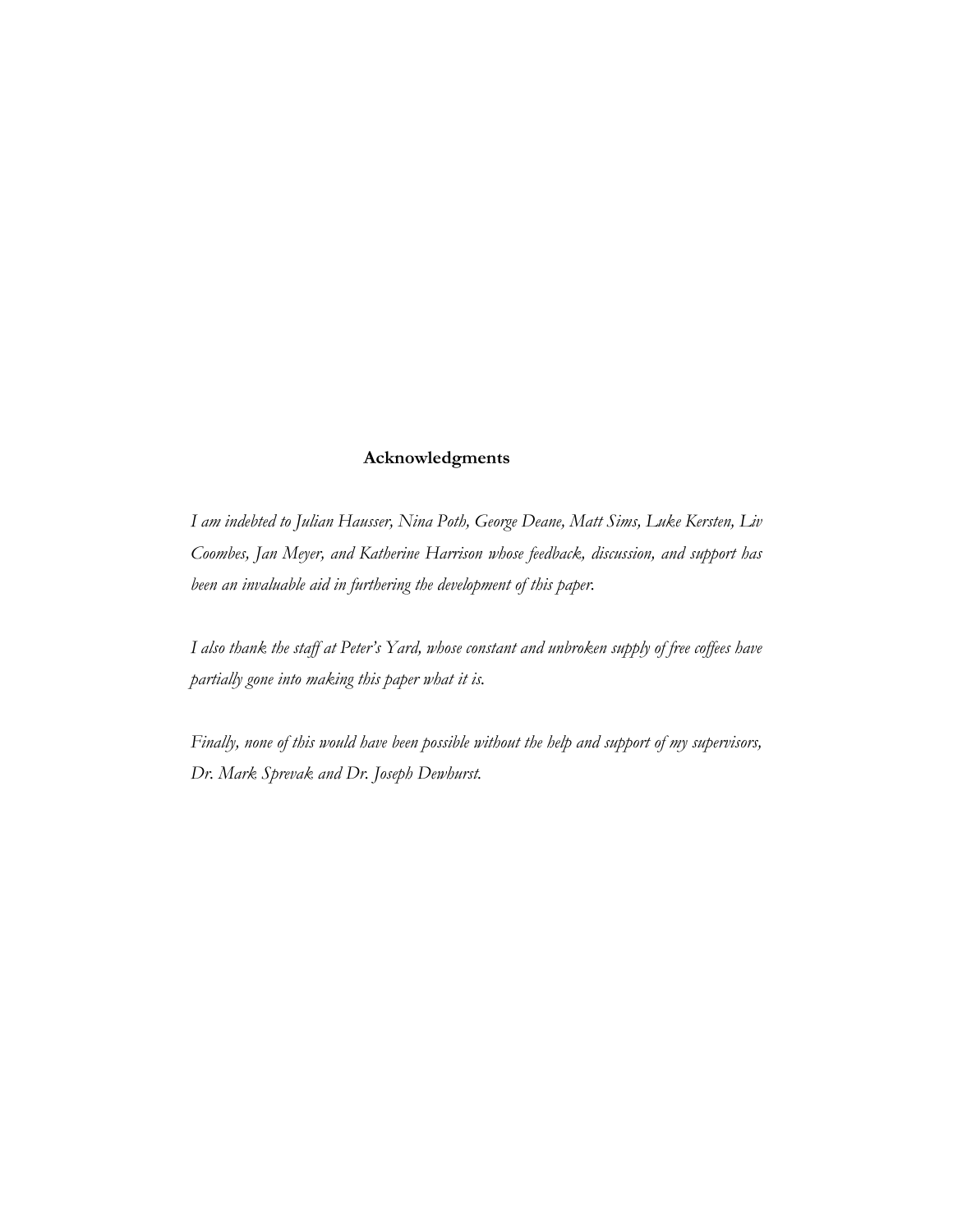## Acknowledgments

*I am indebted to Julian Hausser, Nina Poth, George Deane, Matt Sims, Luke Kersten, Liv Coombes, Jan Meyer, and Katherine Harrison whose feedback, discussion, and support has been an invaluable aid in furthering the development of this paper.*

*I also thank the staff at Peter's Yard, whose constant and unbroken supply of free coffees have partially gone into making this paper what it is.*

*Finally, none of this would have been possible without the help and support of my supervisors, Dr. Mark Sprevak and Dr. Joseph Dewhurst.*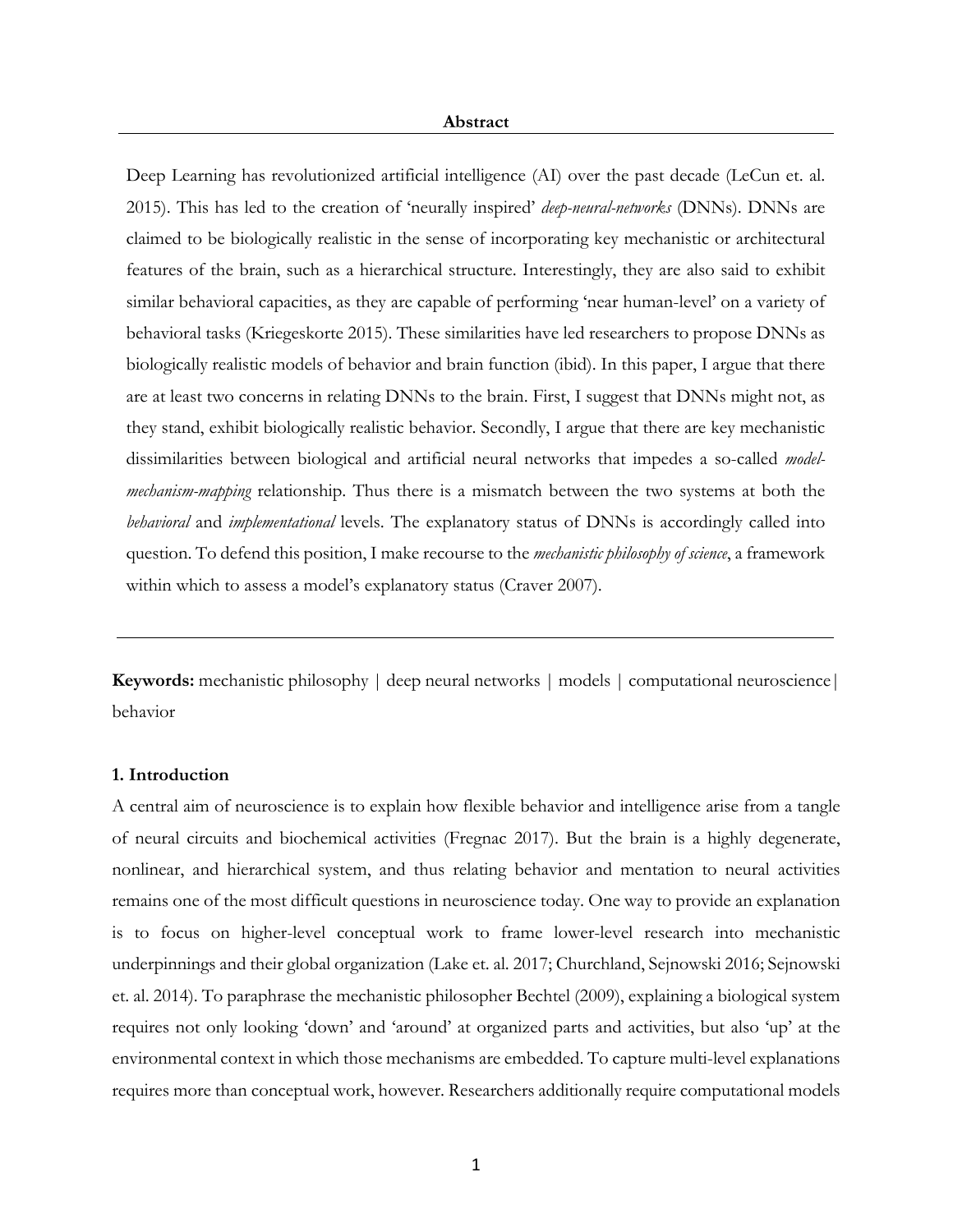**Abstract**

Deep Learning has revolutionized artificial intelligence (AI) over the past decade (LeCun et. al. 2015). This has led to the creation of 'neurally inspired' *deep-neural-networks* (DNNs). DNNs are claimed to be biologically realistic in the sense of incorporating key mechanistic or architectural features of the brain, such as a hierarchical structure. Interestingly, they are also said to exhibit similar behavioral capacities, as they are capable of performing 'near human-level' on a variety of behavioral tasks (Kriegeskorte 2015). These similarities have led researchers to propose DNNs as biologically realistic models of behavior and brain function (ibid). In this paper, I argue that there are at least two concerns in relating DNNs to the brain. First, I suggest that DNNs might not, as they stand, exhibit biologically realistic behavior. Secondly, I argue that there are key mechanistic dissimilarities between biological and artificial neural networks that impedes a so-called *model-mechanism-mapping* relationship. Thus there is a mismatch between the two systems at both the *behavioral* and *implementational* levels. The explanatory status of DNNs is accordingly called into question. To defend this position, I make recourse to the *mechanistic philosophy of science*, a framework within which to assess a model's explanatory status (Craver 2007).

---

**Keywords:** mechanistic philosophy | deep neural networks | models | computational neuroscience | behavior

## 1. Introduction

A central aim of neuroscience is to explain how flexible behavior and intelligence arise from a tangle of neural circuits and biochemical activities (Fregnac 2017). But the brain is a highly degenerate, nonlinear, and hierarchical system, and thus relating behavior and mentation to neural activities remains one of the most difficult questions in neuroscience today. One way to provide an explanation is to focus on higher-level conceptual work to frame lower-level research into mechanistic underpinnings and their global organization (Lake et. al. 2017; Churchland, Sejnowski 2016; Sejnowski et. al. 2014). To paraphrase the mechanistic philosopher Bechtel (2009), explaining a biological system requires not only looking 'down' and 'around' at organized parts and activities, but also 'up' at the environmental context in which those mechanisms are embedded. To capture multi-level explanations requires more than conceptual work, however. Researchers additionally require computational models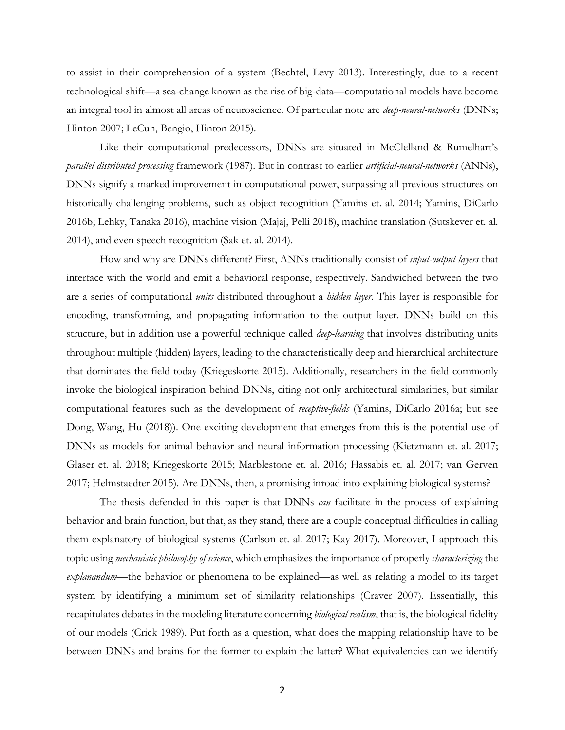to assist in their comprehension of a system (Bechtel, Levy 2013). Interestingly, due to a recent technological shift—a sea-change known as the rise of big-data—computational models have become an integral tool in almost all areas of neuroscience. Of particular note are *deep-neural-networks* (DNNs; Hinton 2007; LeCun, Bengio, Hinton 2015).

Like their computational predecessors, DNNs are situated in McClelland & Rumelhart's *parallel distributed processing* framework (1987). But in contrast to earlier *artificial-neural-networks* (ANNs), DNNs signify a marked improvement in computational power, surpassing all previous structures on historically challenging problems, such as object recognition (Yamins et. al. 2014; Yamins, DiCarlo 2016b; Lehky, Tanaka 2016), machine vision (Majaj, Pelli 2018), machine translation (Sutskever et. al. 2014), and even speech recognition (Sak et. al. 2014).

How and why are DNNs different? First, ANNs traditionally consist of *input-output layers* that interface with the world and emit a behavioral response, respectively. Sandwiched between the two are a series of computational *units* distributed throughout a *hidden layer*. This layer is responsible for encoding, transforming, and propagating information to the output layer. DNNs build on this structure, but in addition use a powerful technique called *deep-learning* that involves distributing units throughout multiple (hidden) layers, leading to the characteristically deep and hierarchical architecture that dominates the field today (Kriegeskorte 2015). Additionally, researchers in the field commonly invoke the biological inspiration behind DNNs, citing not only architectural similarities, but similar computational features such as the development of *receptive-fields* (Yamins, DiCarlo 2016a; but see Dong, Wang, Hu (2018)). One exciting development that emerges from this is the potential use of DNNs as models for animal behavior and neural information processing (Kietzmann et. al. 2017; Glaser et. al. 2018; Kriegeskorte 2015; Marblestone et. al. 2016; Hassabis et. al. 2017; van Gerven 2017; Helmstaedter 2015). Are DNNs, then, a promising inroad into explaining biological systems?

The thesis defended in this paper is that DNNs *can* facilitate in the process of explaining behavior and brain function, but that, as they stand, there are a couple conceptual difficulties in calling them explanatory of biological systems (Carlson et. al. 2017; Kay 2017). Moreover, I approach this topic using *mechanistic philosophy of science*, which emphasizes the importance of properly *characterizing* the *explanandum*—the behavior or phenomena to be explained—as well as relating a model to its target system by identifying a minimum set of similarity relationships (Craver 2007). Essentially, this recapitulates debates in the modeling literature concerning *biological realism*, that is, the biological fidelity of our models (Crick 1989). Put forth as a question, what does the mapping relationship have to be between DNNs and brains for the former to explain the latter? What equivalencies can we identify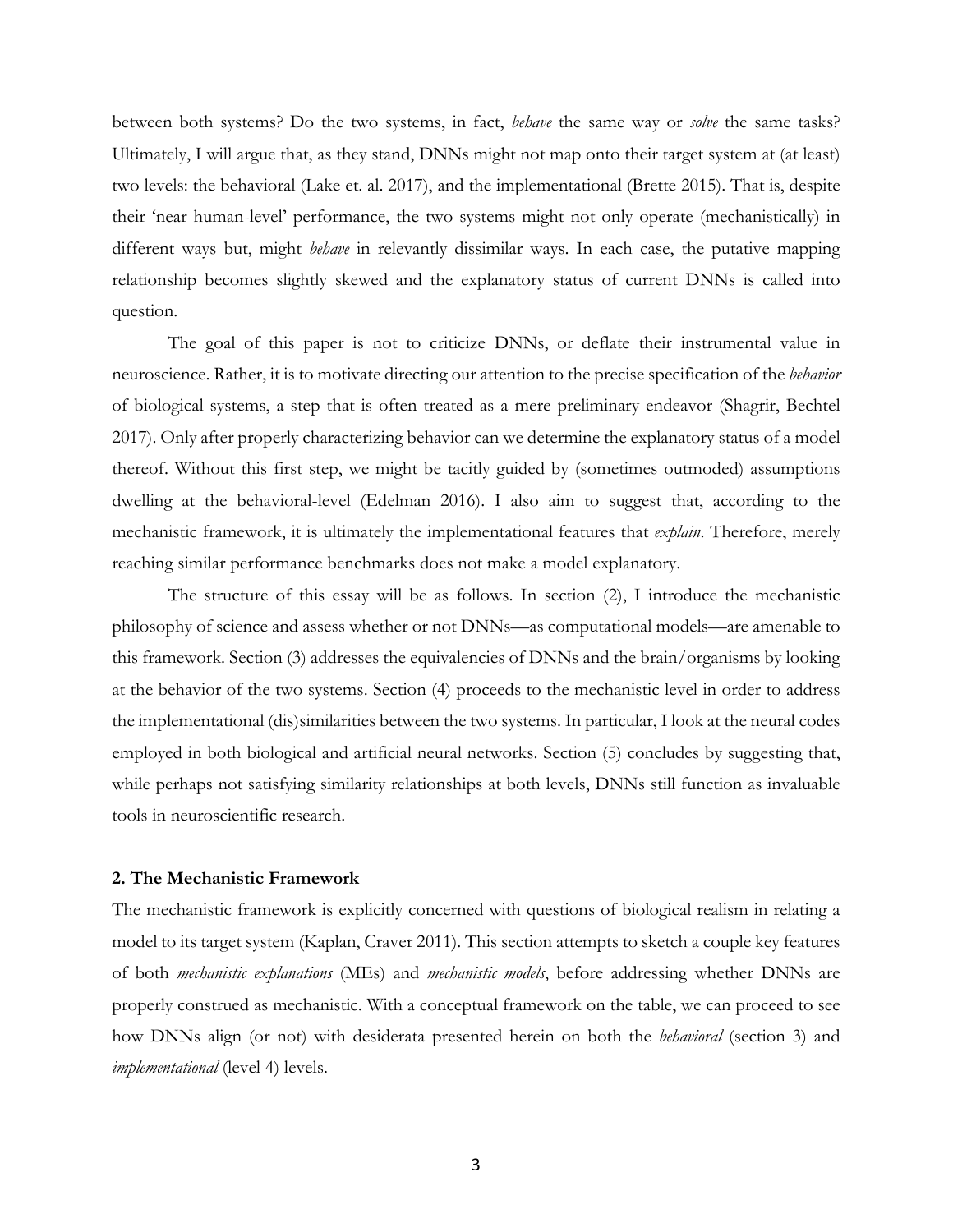between both systems? Do the two systems, in fact, *behave* the same way or *solve* the same tasks? Ultimately, I will argue that, as they stand, DNNs might not map onto their target system at (at least) two levels: the behavioral (Lake et. al. 2017), and the implementational (Brette 2015). That is, despite their 'near human-level' performance, the two systems might not only operate (mechanistically) in different ways but, might *behave* in relevantly dissimilar ways. In each case, the putative mapping relationship becomes slightly skewed and the explanatory status of current DNNs is called into question.

The goal of this paper is not to criticize DNNs, or deflate their instrumental value in neuroscience. Rather, it is to motivate directing our attention to the precise specification of the *behavior* of biological systems, a step that is often treated as a mere preliminary endeavor (Shagrir, Bechtel 2017). Only after properly characterizing behavior can we determine the explanatory status of a model thereof. Without this first step, we might be tacitly guided by (sometimes outmoded) assumptions dwelling at the behavioral-level (Edelman 2016). I also aim to suggest that, according to the mechanistic framework, it is ultimately the implementational features that *explain*. Therefore, merely reaching similar performance benchmarks does not make a model explanatory.

The structure of this essay will be as follows. In section (2), I introduce the mechanistic philosophy of science and assess whether or not DNNs—as computational models—are amenable to this framework. Section (3) addresses the equivalencies of DNNs and the brain/organisms by looking at the behavior of the two systems. Section (4) proceeds to the mechanistic level in order to address the implementational (dis)similarities between the two systems. In particular, I look at the neural codes employed in both biological and artificial neural networks. Section (5) concludes by suggesting that, while perhaps not satisfying similarity relationships at both levels, DNNs still function as invaluable tools in neuroscientific research.

## 2. The Mechanistic Framework

The mechanistic framework is explicitly concerned with questions of biological realism in relating a model to its target system (Kaplan, Craver 2011). This section attempts to sketch a couple key features of both *mechanistic explanations* (MEs) and *mechanistic models*, before addressing whether DNNs are properly construed as mechanistic. With a conceptual framework on the table, we can proceed to see how DNNs align (or not) with desiderata presented herein on both the *behavioral* (section 3) and *implementational* (level 4) levels.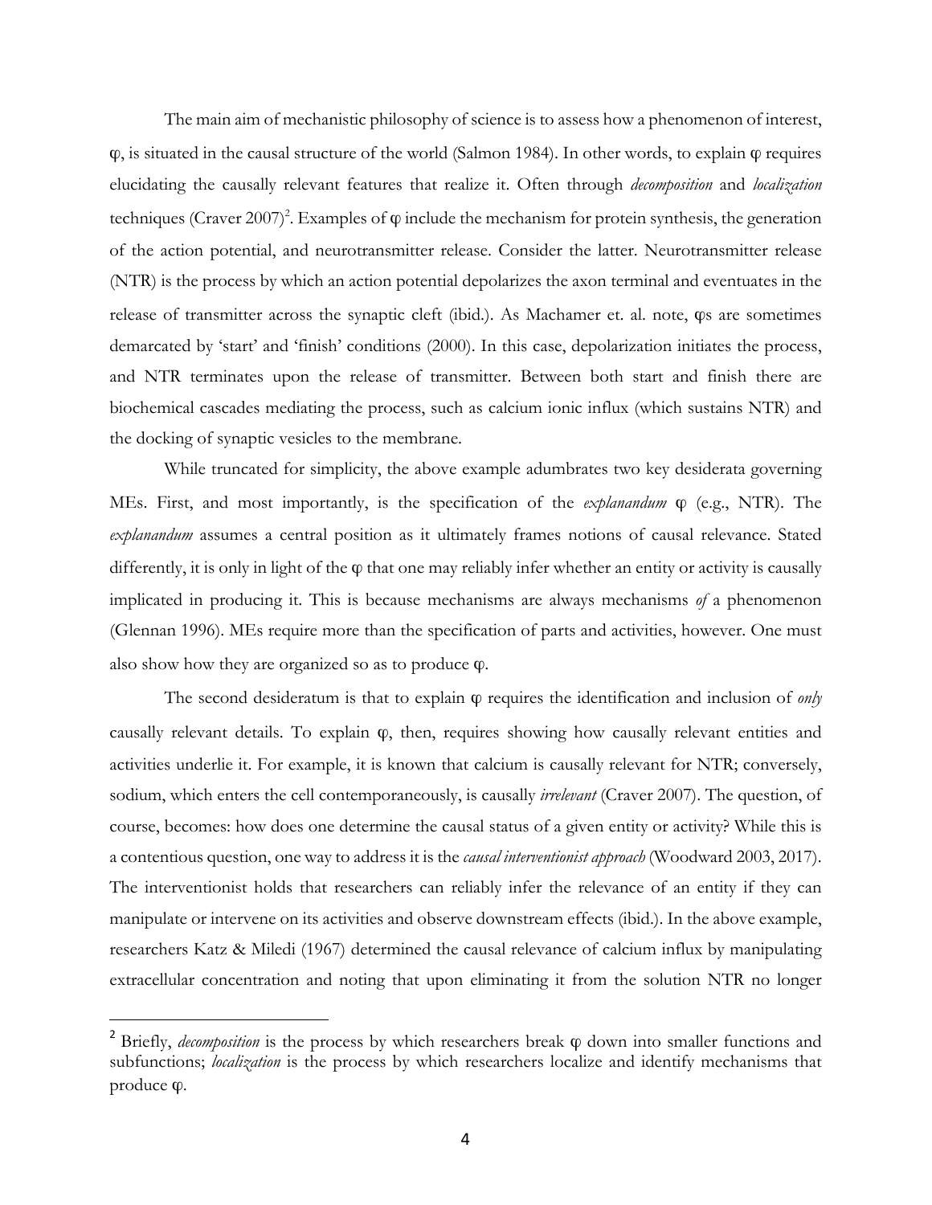The main aim of mechanistic philosophy of science is to assess how a phenomenon of interest, φ, is situated in the causal structure of the world (Salmon 1984). In other words, to explain φ requires elucidating the causally relevant features that realize it. Often through *decomposition* and *localization* techniques (Craver 2007)[2]. Examples of φ include the mechanism for protein synthesis, the generation of the action potential, and neurotransmitter release. Consider the latter. Neurotransmitter release (NTR) is the process by which an action potential depolarizes the axon terminal and eventuates in the release of transmitter across the synaptic cleft (ibid.). As Machamer et. al. note, φs are sometimes demarcated by 'start' and 'finish' conditions (2000). In this case, depolarization initiates the process, and NTR terminates upon the release of transmitter. Between both start and finish there are biochemical cascades mediating the process, such as calcium ionic influx (which sustains NTR) and the docking of synaptic vesicles to the membrane.

While truncated for simplicity, the above example adumbrates two key desiderata governing MEs. First, and most importantly, is the specification of the *explanandum* φ (e.g., NTR). The *explanandum* assumes a central position as it ultimately frames notions of causal relevance. Stated differently, it is only in light of the φ that one may reliably infer whether an entity or activity is causally implicated in producing it. This is because mechanisms are always mechanisms *of* a phenomenon (Glennan 1996). MEs require more than the specification of parts and activities, however. One must also show how they are organized so as to produce φ.

The second desideratum is that to explain φ requires the identification and inclusion of *only* causally relevant details. To explain φ, then, requires showing how causally relevant entities and activities underlie it. For example, it is known that calcium is causally relevant for NTR; conversely, sodium, which enters the cell contemporaneously, is causally *irrelevant* (Craver 2007). The question, of course, becomes: how does one determine the causal status of a given entity or activity? While this is a contentious question, one way to address it is the *causal interventionist approach* (Woodward 2003, 2017). The interventionist holds that researchers can reliably infer the relevance of an entity if they can manipulate or intervene on its activities and observe downstream effects (ibid.). In the above example, researchers Katz & Miledi (1967) determined the causal relevance of calcium influx by manipulating extracellular concentration and noting that upon eliminating it from the solution NTR no longer

[2] Briefly, *decomposition* is the process by which researchers break φ down into smaller functions and subfunctions; *localization* is the process by which researchers localize and identify mechanisms that produce φ.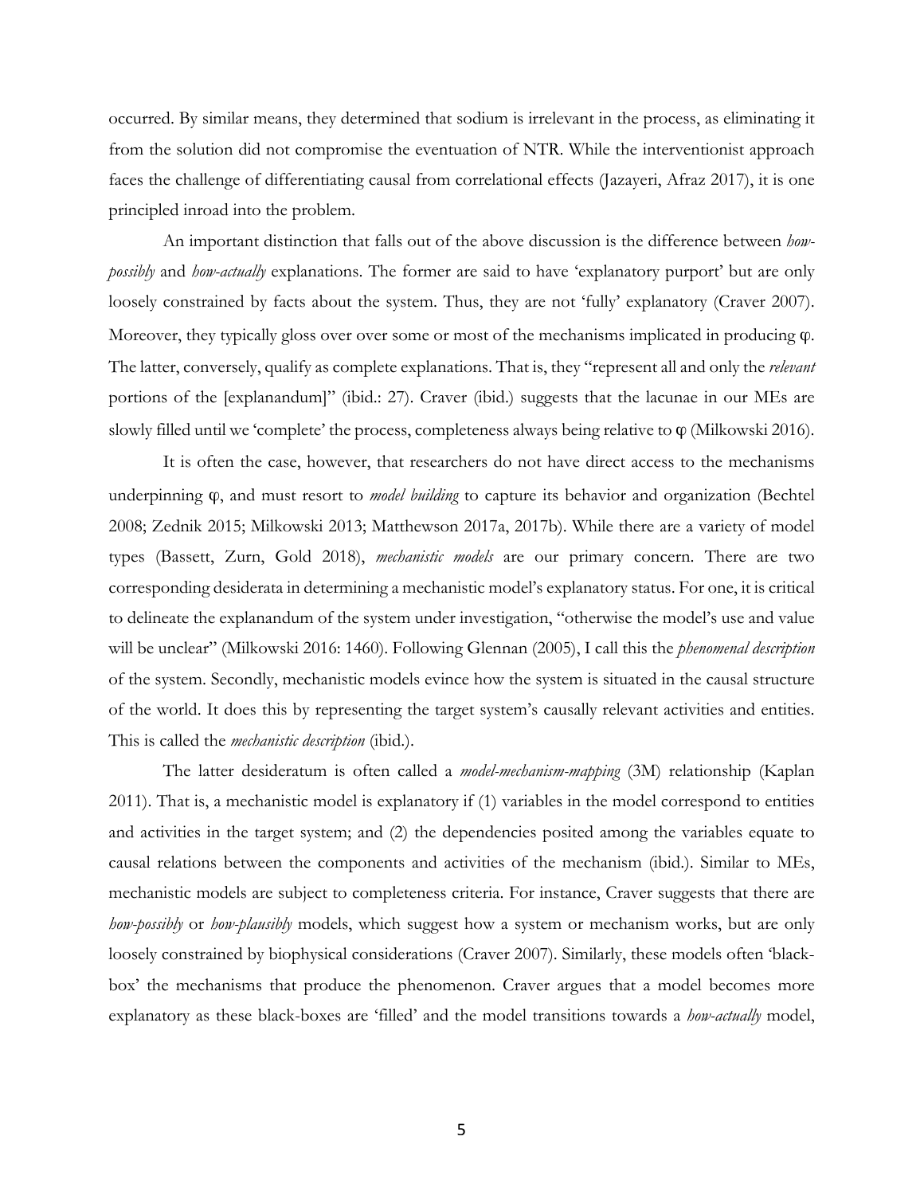occurred. By similar means, they determined that sodium is irrelevant in the process, as eliminating it from the solution did not compromise the eventuation of NTR. While the interventionist approach faces the challenge of differentiating causal from correlational effects (Jazayeri, Afraz 2017), it is one principled inroad into the problem.

An important distinction that falls out of the above discussion is the difference between *how-possibly* and *how-actually* explanations. The former are said to have 'explanatory purport' but are only loosely constrained by facts about the system. Thus, they are not 'fully' explanatory (Craver 2007). Moreover, they typically gloss over over some or most of the mechanisms implicated in producing φ. The latter, conversely, qualify as complete explanations. That is, they "represent all and only the *relevant* portions of the [explanandum]" (ibid.: 27). Craver (ibid.) suggests that the lacunae in our MEs are slowly filled until we 'complete' the process, completeness always being relative to φ (Milkowski 2016).

It is often the case, however, that researchers do not have direct access to the mechanisms underpinning φ, and must resort to *model building* to capture its behavior and organization (Bechtel 2008; Zednik 2015; Milkowski 2013; Matthewson 2017a, 2017b). While there are a variety of model types (Bassett, Zurn, Gold 2018), *mechanistic models* are our primary concern. There are two corresponding desiderata in determining a mechanistic model's explanatory status. For one, it is critical to delineate the explanandum of the system under investigation, "otherwise the model's use and value will be unclear" (Milkowski 2016: 1460). Following Glennan (2005), I call this the *phenomenal description* of the system. Secondly, mechanistic models evince how the system is situated in the causal structure of the world. It does this by representing the target system's causally relevant activities and entities. This is called the *mechanistic description* (ibid.).

The latter desideratum is often called a *model-mechanism-mapping* (3M) relationship (Kaplan 2011). That is, a mechanistic model is explanatory if (1) variables in the model correspond to entities and activities in the target system; and (2) the dependencies posited among the variables equate to causal relations between the components and activities of the mechanism (ibid.). Similar to MEs, mechanistic models are subject to completeness criteria. For instance, Craver suggests that there are *how-possibly* or *how-plausibly* models, which suggest how a system or mechanism works, but are only loosely constrained by biophysical considerations (Craver 2007). Similarly, these models often 'black-box' the mechanisms that produce the phenomenon. Craver argues that a model becomes more explanatory as these black-boxes are 'filled' and the model transitions towards a *how-actually* model,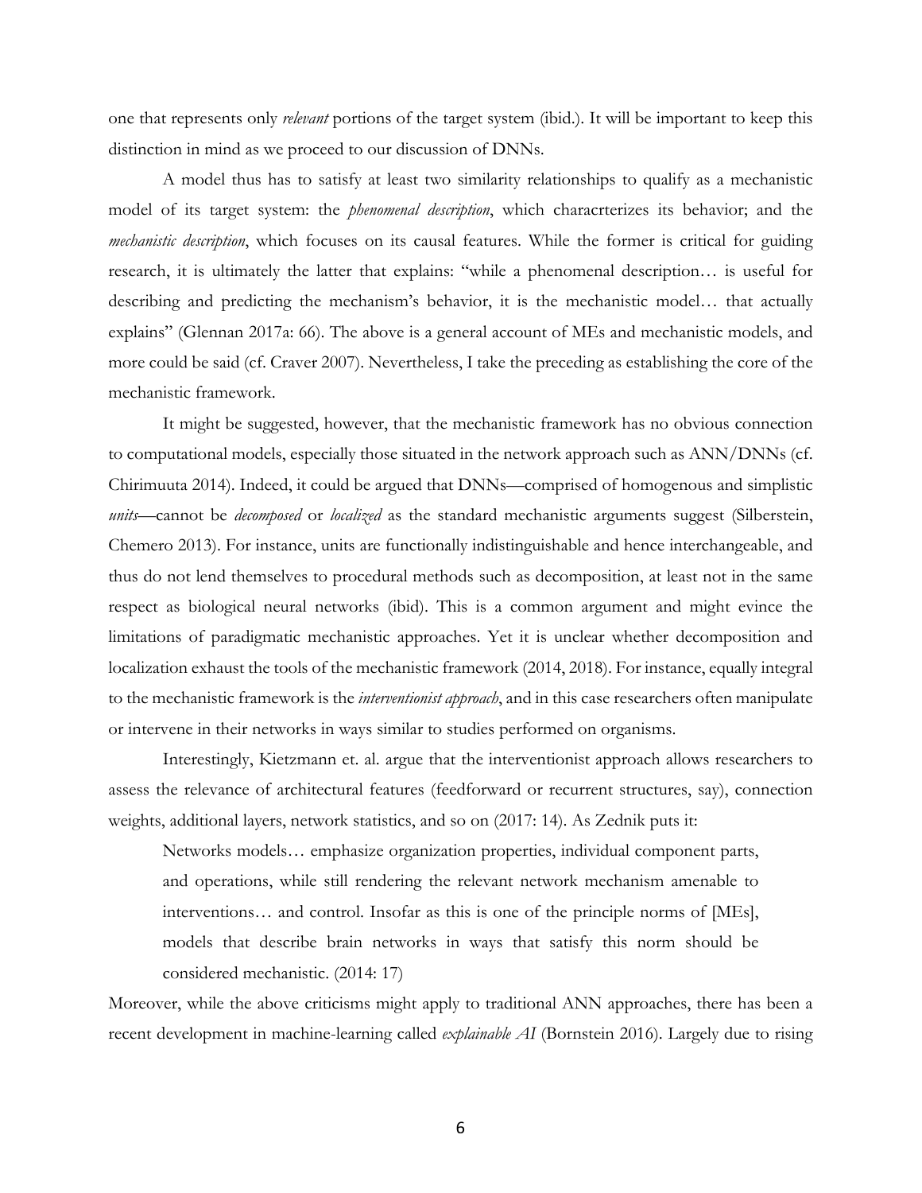one that represents only *relevant* portions of the target system (ibid.). It will be important to keep this distinction in mind as we proceed to our discussion of DNNs.

A model thus has to satisfy at least two similarity relationships to qualify as a mechanistic model of its target system: the *phenomenal description*, which characrterizes its behavior; and the *mechanistic description*, which focuses on its causal features. While the former is critical for guiding research, it is ultimately the latter that explains: "while a phenomenal description… is useful for describing and predicting the mechanism's behavior, it is the mechanistic model… that actually explains" (Glennan 2017a: 66). The above is a general account of MEs and mechanistic models, and more could be said (cf. Craver 2007). Nevertheless, I take the preceding as establishing the core of the mechanistic framework.

It might be suggested, however, that the mechanistic framework has no obvious connection to computational models, especially those situated in the network approach such as ANN/DNNs (cf. Chirimuuta 2014). Indeed, it could be argued that DNNs—comprised of homogenous and simplistic *units*—cannot be *decomposed* or *localized* as the standard mechanistic arguments suggest (Silberstein, Chemero 2013). For instance, units are functionally indistinguishable and hence interchangeable, and thus do not lend themselves to procedural methods such as decomposition, at least not in the same respect as biological neural networks (ibid). This is a common argument and might evince the limitations of paradigmatic mechanistic approaches. Yet it is unclear whether decomposition and localization exhaust the tools of the mechanistic framework (2014, 2018). For instance, equally integral to the mechanistic framework is the *interventionist approach*, and in this case researchers often manipulate or intervene in their networks in ways similar to studies performed on organisms.

Interestingly, Kietzmann et. al. argue that the interventionist approach allows researchers to assess the relevance of architectural features (feedforward or recurrent structures, say), connection weights, additional layers, network statistics, and so on (2017: 14). As Zednik puts it:

> Networks models… emphasize organization properties, individual component parts, and operations, while still rendering the relevant network mechanism amenable to interventions… and control. Insofar as this is one of the principle norms of [MEs], models that describe brain networks in ways that satisfy this norm should be considered mechanistic. (2014: 17)

Moreover, while the above criticisms might apply to traditional ANN approaches, there has been a recent development in machine-learning called *explainable AI* (Bornstein 2016). Largely due to rising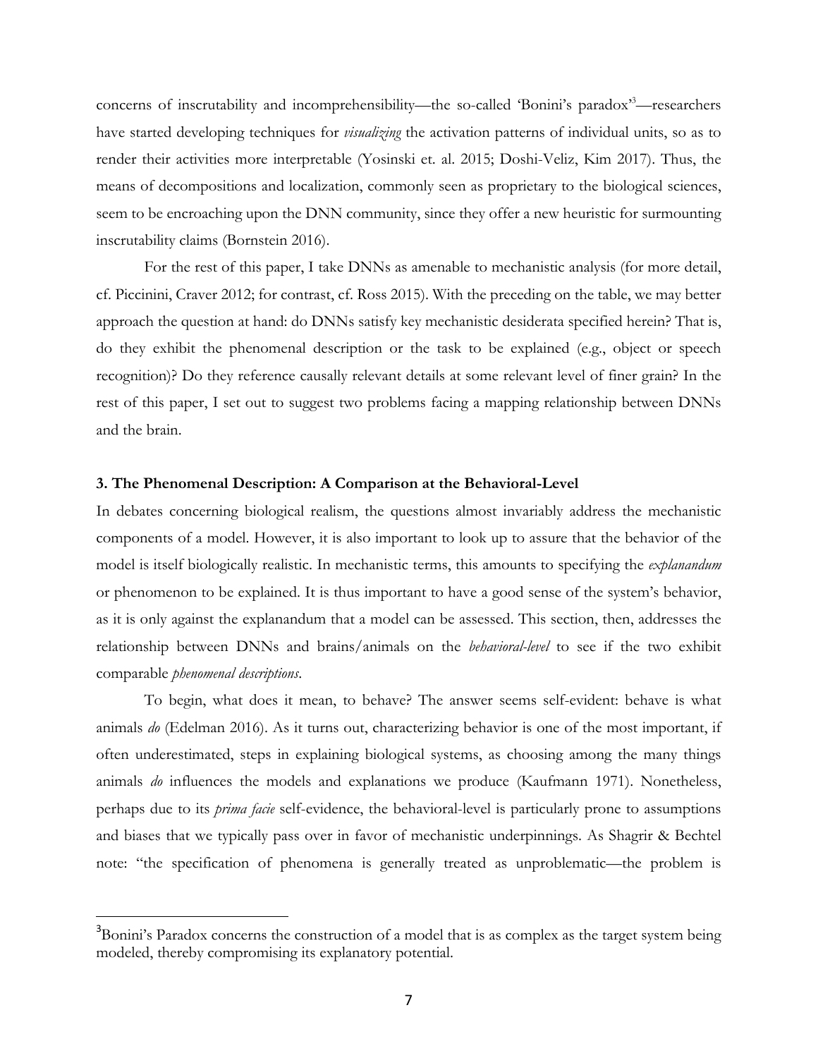concerns of inscrutability and incomprehensibility—the so-called 'Bonini's paradox'[3]—researchers have started developing techniques for *visualizing* the activation patterns of individual units, so as to render their activities more interpretable (Yosinski et. al. 2015; Doshi-Veliz, Kim 2017). Thus, the means of decompositions and localization, commonly seen as proprietary to the biological sciences, seem to be encroaching upon the DNN community, since they offer a new heuristic for surmounting inscrutability claims (Bornstein 2016).

For the rest of this paper, I take DNNs as amenable to mechanistic analysis (for more detail, cf. Piccinini, Craver 2012; for contrast, cf. Ross 2015). With the preceding on the table, we may better approach the question at hand: do DNNs satisfy key mechanistic desiderata specified herein? That is, do they exhibit the phenomenal description or the task to be explained (e.g., object or speech recognition)? Do they reference causally relevant details at some relevant level of finer grain? In the rest of this paper, I set out to suggest two problems facing a mapping relationship between DNNs and the brain.

### 3. The Phenomenal Description: A Comparison at the Behavioral-Level

In debates concerning biological realism, the questions almost invariably address the mechanistic components of a model. However, it is also important to look up to assure that the behavior of the model is itself biologically realistic. In mechanistic terms, this amounts to specifying the *explanandum* or phenomenon to be explained. It is thus important to have a good sense of the system's behavior, as it is only against the explanandum that a model can be assessed. This section, then, addresses the relationship between DNNs and brains/animals on the *behavioral-level* to see if the two exhibit comparable *phenomenal descriptions*.

To begin, what does it mean, to behave? The answer seems self-evident: behave is what animals *do* (Edelman 2016). As it turns out, characterizing behavior is one of the most important, if often underestimated, steps in explaining biological systems, as choosing among the many things animals *do* influences the models and explanations we produce (Kaufmann 1971). Nonetheless, perhaps due to its *prima facie* self-evidence, the behavioral-level is particularly prone to assumptions and biases that we typically pass over in favor of mechanistic underpinnings. As Shagrir & Bechtel note: "the specification of phenomena is generally treated as unproblematic—the problem is

---

[3] Bonini's Paradox concerns the construction of a model that is as complex as the target system being modeled, thereby compromising its explanatory potential.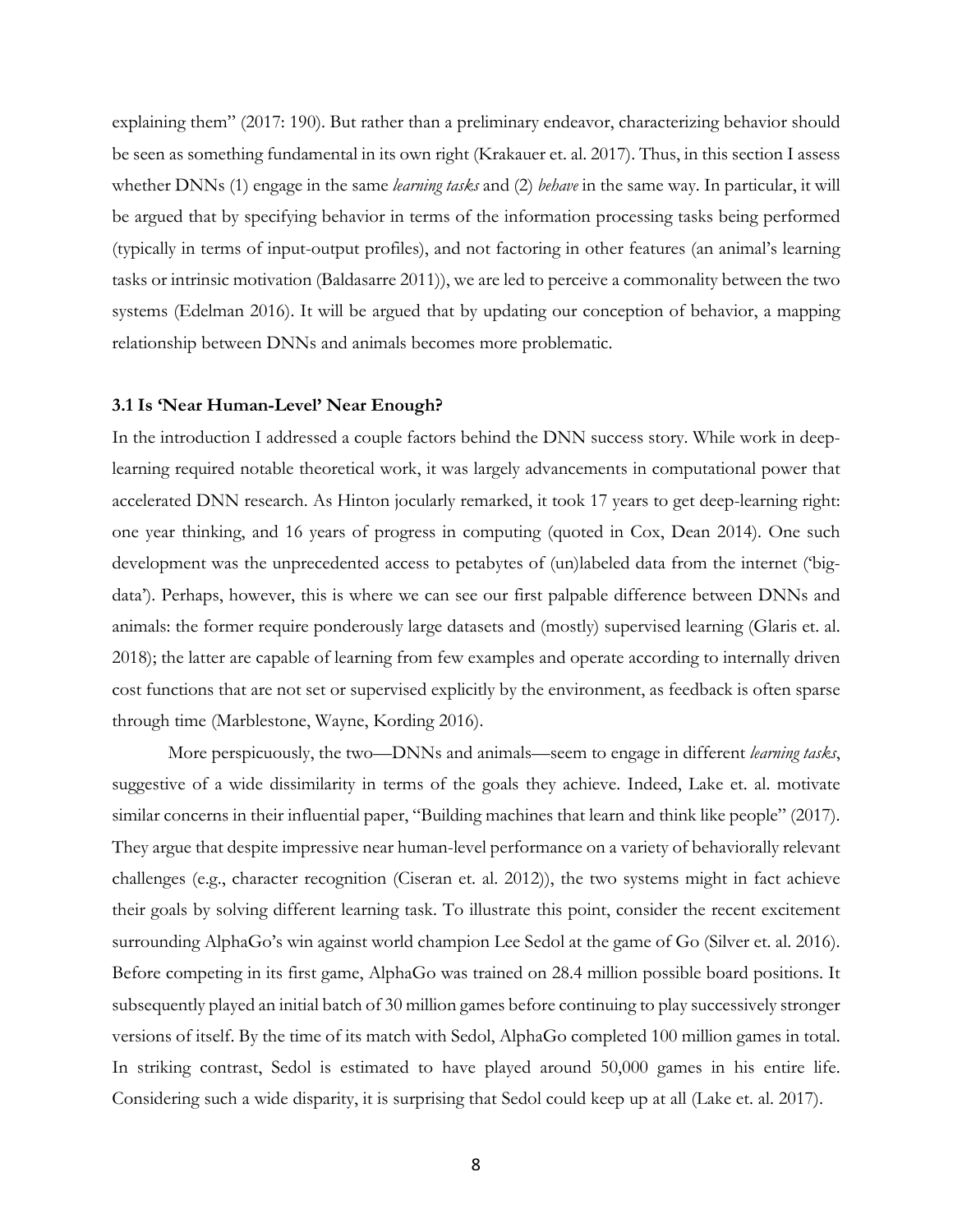explaining them" (2017: 190). But rather than a preliminary endeavor, characterizing behavior should be seen as something fundamental in its own right (Krakauer et. al. 2017). Thus, in this section I assess whether DNNs (1) engage in the same *learning tasks* and (2) *behave* in the same way. In particular, it will be argued that by specifying behavior in terms of the information processing tasks being performed (typically in terms of input-output profiles), and not factoring in other features (an animal's learning tasks or intrinsic motivation (Baldasarre 2011)), we are led to perceive a commonality between the two systems (Edelman 2016). It will be argued that by updating our conception of behavior, a mapping relationship between DNNs and animals becomes more problematic.

### 3.1 Is 'Near Human-Level' Near Enough?

In the introduction I addressed a couple factors behind the DNN success story. While work in deep-learning required notable theoretical work, it was largely advancements in computational power that accelerated DNN research. As Hinton jocularly remarked, it took 17 years to get deep-learning right: one year thinking, and 16 years of progress in computing (quoted in Cox, Dean 2014). One such development was the unprecedented access to petabytes of (un)labeled data from the internet ('big-data'). Perhaps, however, this is where we can see our first palpable difference between DNNs and animals: the former require ponderously large datasets and (mostly) supervised learning (Glaris et. al. 2018); the latter are capable of learning from few examples and operate according to internally driven cost functions that are not set or supervised explicitly by the environment, as feedback is often sparse through time (Marblestone, Wayne, Kording 2016).

More perspicuously, the two—DNNs and animals—seem to engage in different *learning tasks*, suggestive of a wide dissimilarity in terms of the goals they achieve. Indeed, Lake et. al. motivate similar concerns in their influential paper, "Building machines that learn and think like people" (2017). They argue that despite impressive near human-level performance on a variety of behaviorally relevant challenges (e.g., character recognition (Ciseran et. al. 2012)), the two systems might in fact achieve their goals by solving different learning task. To illustrate this point, consider the recent excitement surrounding AlphaGo's win against world champion Lee Sedol at the game of Go (Silver et. al. 2016). Before competing in its first game, AlphaGo was trained on 28.4 million possible board positions. It subsequently played an initial batch of 30 million games before continuing to play successively stronger versions of itself. By the time of its match with Sedol, AlphaGo completed 100 million games in total. In striking contrast, Sedol is estimated to have played around 50,000 games in his entire life. Considering such a wide disparity, it is surprising that Sedol could keep up at all (Lake et. al. 2017).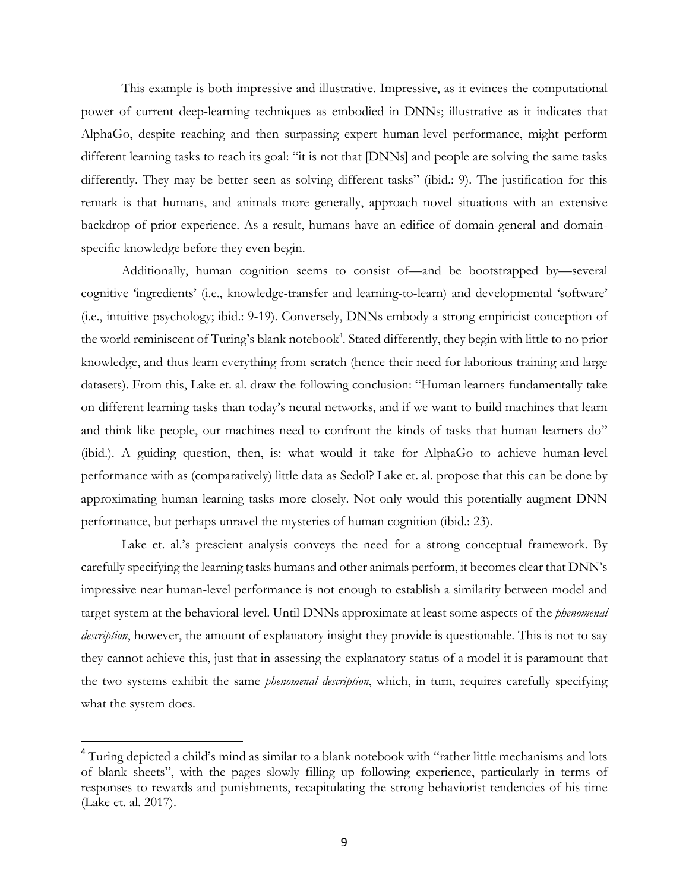This example is both impressive and illustrative. Impressive, as it evinces the computational power of current deep-learning techniques as embodied in DNNs; illustrative as it indicates that AlphaGo, despite reaching and then surpassing expert human-level performance, might perform different learning tasks to reach its goal: "it is not that [DNNs] and people are solving the same tasks differently. They may be better seen as solving different tasks" (ibid.: 9). The justification for this remark is that humans, and animals more generally, approach novel situations with an extensive backdrop of prior experience. As a result, humans have an edifice of domain-general and domain-specific knowledge before they even begin.

Additionally, human cognition seems to consist of—and be bootstrapped by—several cognitive 'ingredients' (i.e., knowledge-transfer and learning-to-learn) and developmental 'software' (i.e., intuitive psychology; ibid.: 9-19). Conversely, DNNs embody a strong empiricist conception of the world reminiscent of Turing's blank notebook[4]. Stated differently, they begin with little to no prior knowledge, and thus learn everything from scratch (hence their need for laborious training and large datasets). From this, Lake et. al. draw the following conclusion: "Human learners fundamentally take on different learning tasks than today's neural networks, and if we want to build machines that learn and think like people, our machines need to confront the kinds of tasks that human learners do" (ibid.). A guiding question, then, is: what would it take for AlphaGo to achieve human-level performance with as (comparatively) little data as Sedol? Lake et. al. propose that this can be done by approximating human learning tasks more closely. Not only would this potentially augment DNN performance, but perhaps unravel the mysteries of human cognition (ibid.: 23).

Lake et. al.'s prescient analysis conveys the need for a strong conceptual framework. By carefully specifying the learning tasks humans and other animals perform, it becomes clear that DNN's impressive near human-level performance is not enough to establish a similarity between model and target system at the behavioral-level. Until DNNs approximate at least some aspects of the *phenomenal description*, however, the amount of explanatory insight they provide is questionable. This is not to say they cannot achieve this, just that in assessing the explanatory status of a model it is paramount that the two systems exhibit the same *phenomenal description*, which, in turn, requires carefully specifying what the system does.

[4] Turing depicted a child's mind as similar to a blank notebook with "rather little mechanisms and lots of blank sheets", with the pages slowly filling up following experience, particularly in terms of responses to rewards and punishments, recapitulating the strong behaviorist tendencies of his time (Lake et. al. 2017).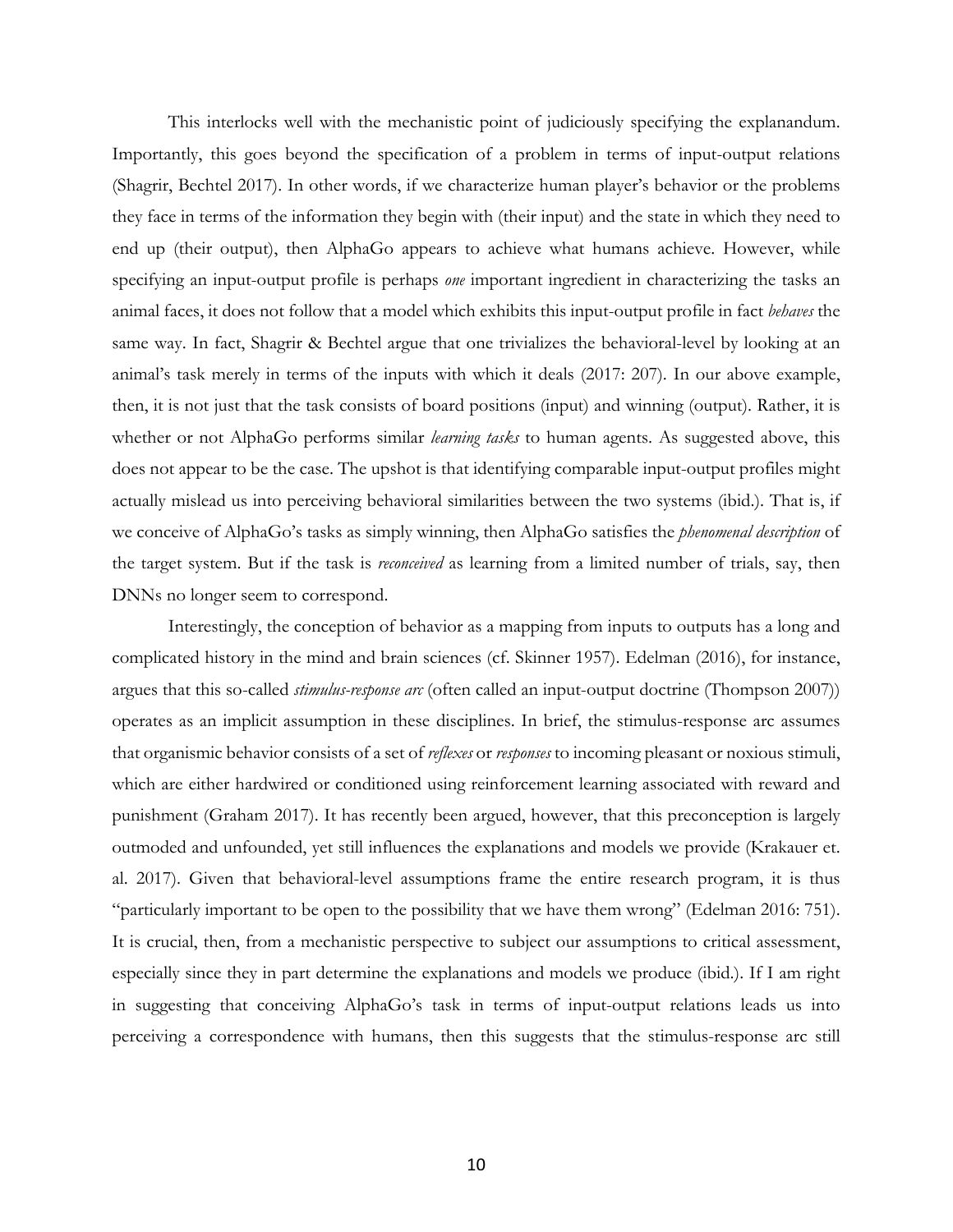This interlocks well with the mechanistic point of judiciously specifying the explanandum. Importantly, this goes beyond the specification of a problem in terms of input-output relations (Shagrir, Bechtel 2017). In other words, if we characterize human player's behavior or the problems they face in terms of the information they begin with (their input) and the state in which they need to end up (their output), then AlphaGo appears to achieve what humans achieve. However, while specifying an input-output profile is perhaps *one* important ingredient in characterizing the tasks an animal faces, it does not follow that a model which exhibits this input-output profile in fact *behaves* the same way. In fact, Shagrir & Bechtel argue that one trivializes the behavioral-level by looking at an animal's task merely in terms of the inputs with which it deals (2017: 207). In our above example, then, it is not just that the task consists of board positions (input) and winning (output). Rather, it is whether or not AlphaGo performs similar *learning tasks* to human agents. As suggested above, this does not appear to be the case. The upshot is that identifying comparable input-output profiles might actually mislead us into perceiving behavioral similarities between the two systems (ibid.). That is, if we conceive of AlphaGo's tasks as simply winning, then AlphaGo satisfies the *phenomenal description* of the target system. But if the task is *reconceived* as learning from a limited number of trials, say, then DNNs no longer seem to correspond.

Interestingly, the conception of behavior as a mapping from inputs to outputs has a long and complicated history in the mind and brain sciences (cf. Skinner 1957). Edelman (2016), for instance, argues that this so-called *stimulus-response arc* (often called an input-output doctrine (Thompson 2007)) operates as an implicit assumption in these disciplines. In brief, the stimulus-response arc assumes that organismic behavior consists of a set of *reflexes* or *responses* to incoming pleasant or noxious stimuli, which are either hardwired or conditioned using reinforcement learning associated with reward and punishment (Graham 2017). It has recently been argued, however, that this preconception is largely outmoded and unfounded, yet still influences the explanations and models we provide (Krakauer et. al. 2017). Given that behavioral-level assumptions frame the entire research program, it is thus "particularly important to be open to the possibility that we have them wrong" (Edelman 2016: 751). It is crucial, then, from a mechanistic perspective to subject our assumptions to critical assessment, especially since they in part determine the explanations and models we produce (ibid.). If I am right in suggesting that conceiving AlphaGo's task in terms of input-output relations leads us into perceiving a correspondence with humans, then this suggests that the stimulus-response arc still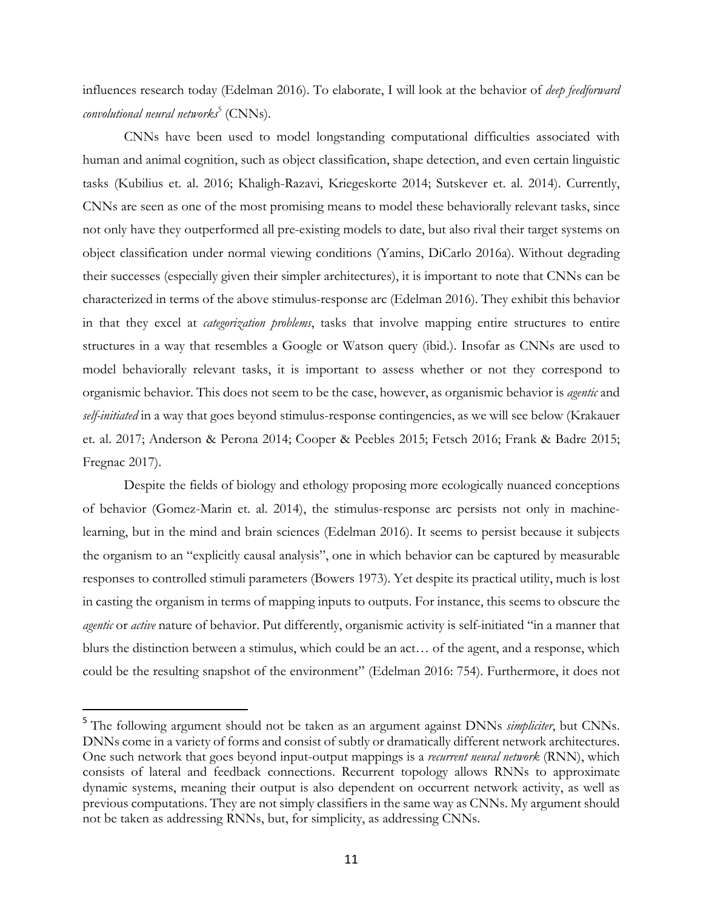influences research today (Edelman 2016). To elaborate, I will look at the behavior of *deep feedforward convolutional neural networks*[5] (CNNs).

CNNs have been used to model longstanding computational difficulties associated with human and animal cognition, such as object classification, shape detection, and even certain linguistic tasks (Kubilius et. al. 2016; Khaligh-Razavi, Kriegeskorte 2014; Sutskever et. al. 2014). Currently, CNNs are seen as one of the most promising means to model these behaviorally relevant tasks, since not only have they outperformed all pre-existing models to date, but also rival their target systems on object classification under normal viewing conditions (Yamins, DiCarlo 2016a). Without degrading their successes (especially given their simpler architectures), it is important to note that CNNs can be characterized in terms of the above stimulus-response arc (Edelman 2016). They exhibit this behavior in that they excel at *categorization problems*, tasks that involve mapping entire structures to entire structures in a way that resembles a Google or Watson query (ibid.). Insofar as CNNs are used to model behaviorally relevant tasks, it is important to assess whether or not they correspond to organismic behavior. This does not seem to be the case, however, as organismic behavior is *agentic* and *self-initiated* in a way that goes beyond stimulus-response contingencies, as we will see below (Krakauer et. al. 2017; Anderson & Perona 2014; Cooper & Peebles 2015; Fetsch 2016; Frank & Badre 2015; Fregnac 2017).

Despite the fields of biology and ethology proposing more ecologically nuanced conceptions of behavior (Gomez-Marin et. al. 2014), the stimulus-response arc persists not only in machine-learning, but in the mind and brain sciences (Edelman 2016). It seems to persist because it subjects the organism to an "explicitly causal analysis", one in which behavior can be captured by measurable responses to controlled stimuli parameters (Bowers 1973). Yet despite its practical utility, much is lost in casting the organism in terms of mapping inputs to outputs. For instance, this seems to obscure the *agentic* or *active* nature of behavior. Put differently, organismic activity is self-initiated "in a manner that blurs the distinction between a stimulus, which could be an act… of the agent, and a response, which could be the resulting snapshot of the environment" (Edelman 2016: 754). Furthermore, it does not

---

[5] The following argument should not be taken as an argument against DNNs *simpliciter*, but CNNs. DNNs come in a variety of forms and consist of subtly or dramatically different network architectures. One such network that goes beyond input-output mappings is a *recurrent neural network* (RNN), which consists of lateral and feedback connections. Recurrent topology allows RNNs to approximate dynamic systems, meaning their output is also dependent on occurrent network activity, as well as previous computations. They are not simply classifiers in the same way as CNNs. My argument should not be taken as addressing RNNs, but, for simplicity, as addressing CNNs.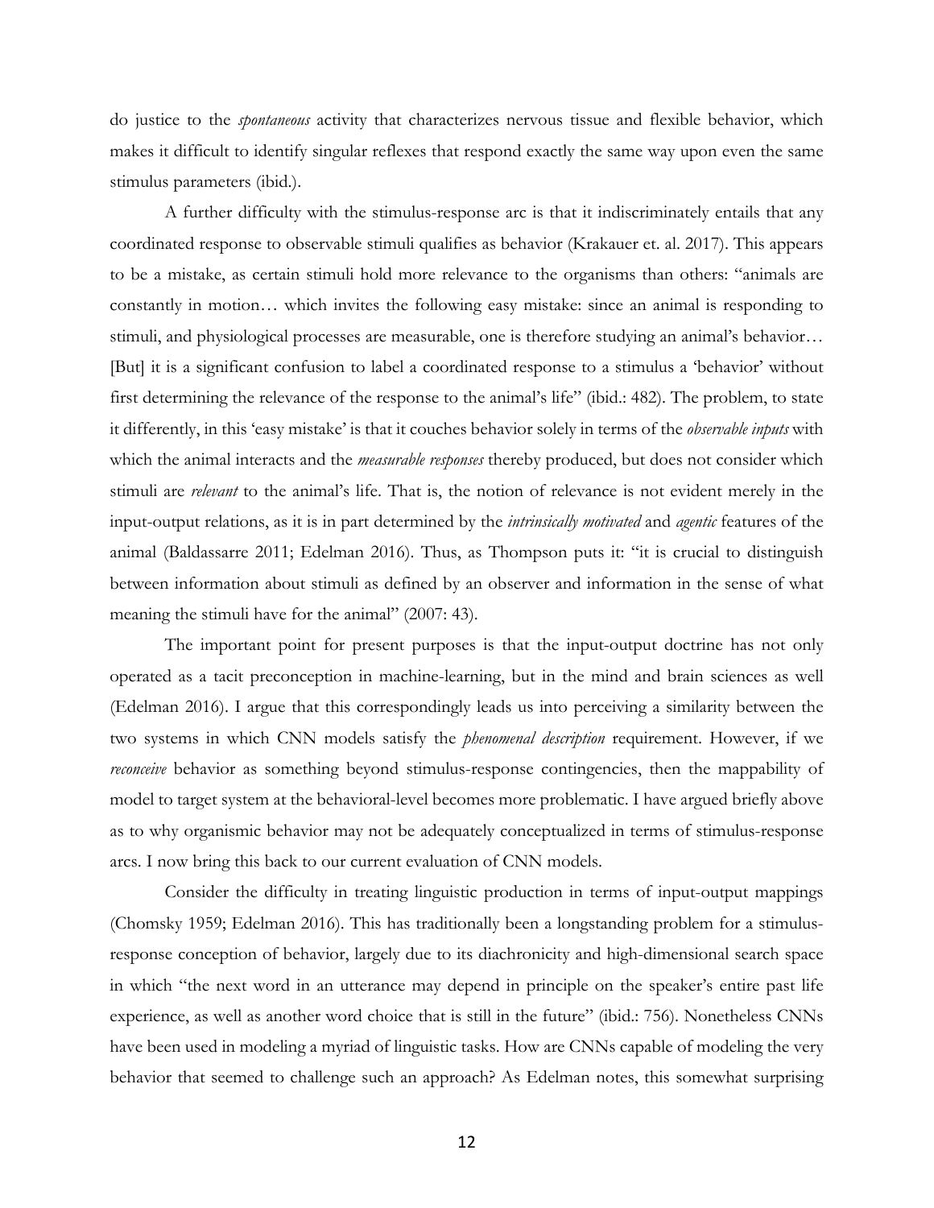do justice to the *spontaneous* activity that characterizes nervous tissue and flexible behavior, which makes it difficult to identify singular reflexes that respond exactly the same way upon even the same stimulus parameters (ibid.).

A further difficulty with the stimulus-response arc is that it indiscriminately entails that any coordinated response to observable stimuli qualifies as behavior (Krakauer et. al. 2017). This appears to be a mistake, as certain stimuli hold more relevance to the organisms than others: "animals are constantly in motion… which invites the following easy mistake: since an animal is responding to stimuli, and physiological processes are measurable, one is therefore studying an animal's behavior… [But] it is a significant confusion to label a coordinated response to a stimulus a 'behavior' without first determining the relevance of the response to the animal's life" (ibid.: 482). The problem, to state it differently, in this 'easy mistake' is that it couches behavior solely in terms of the *observable inputs* with which the animal interacts and the *measurable responses* thereby produced, but does not consider which stimuli are *relevant* to the animal's life. That is, the notion of relevance is not evident merely in the input-output relations, as it is in part determined by the *intrinsically motivated* and *agentic* features of the animal (Baldassarre 2011; Edelman 2016). Thus, as Thompson puts it: "it is crucial to distinguish between information about stimuli as defined by an observer and information in the sense of what meaning the stimuli have for the animal" (2007: 43).

The important point for present purposes is that the input-output doctrine has not only operated as a tacit preconception in machine-learning, but in the mind and brain sciences as well (Edelman 2016). I argue that this correspondingly leads us into perceiving a similarity between the two systems in which CNN models satisfy the *phenomenal description* requirement. However, if we *reconceive* behavior as something beyond stimulus-response contingencies, then the mappability of model to target system at the behavioral-level becomes more problematic. I have argued briefly above as to why organismic behavior may not be adequately conceptualized in terms of stimulus-response arcs. I now bring this back to our current evaluation of CNN models.

Consider the difficulty in treating linguistic production in terms of input-output mappings (Chomsky 1959; Edelman 2016). This has traditionally been a longstanding problem for a stimulus-response conception of behavior, largely due to its diachronicity and high-dimensional search space in which "the next word in an utterance may depend in principle on the speaker's entire past life experience, as well as another word choice that is still in the future" (ibid.: 756). Nonetheless CNNs have been used in modeling a myriad of linguistic tasks. How are CNNs capable of modeling the very behavior that seemed to challenge such an approach? As Edelman notes, this somewhat surprising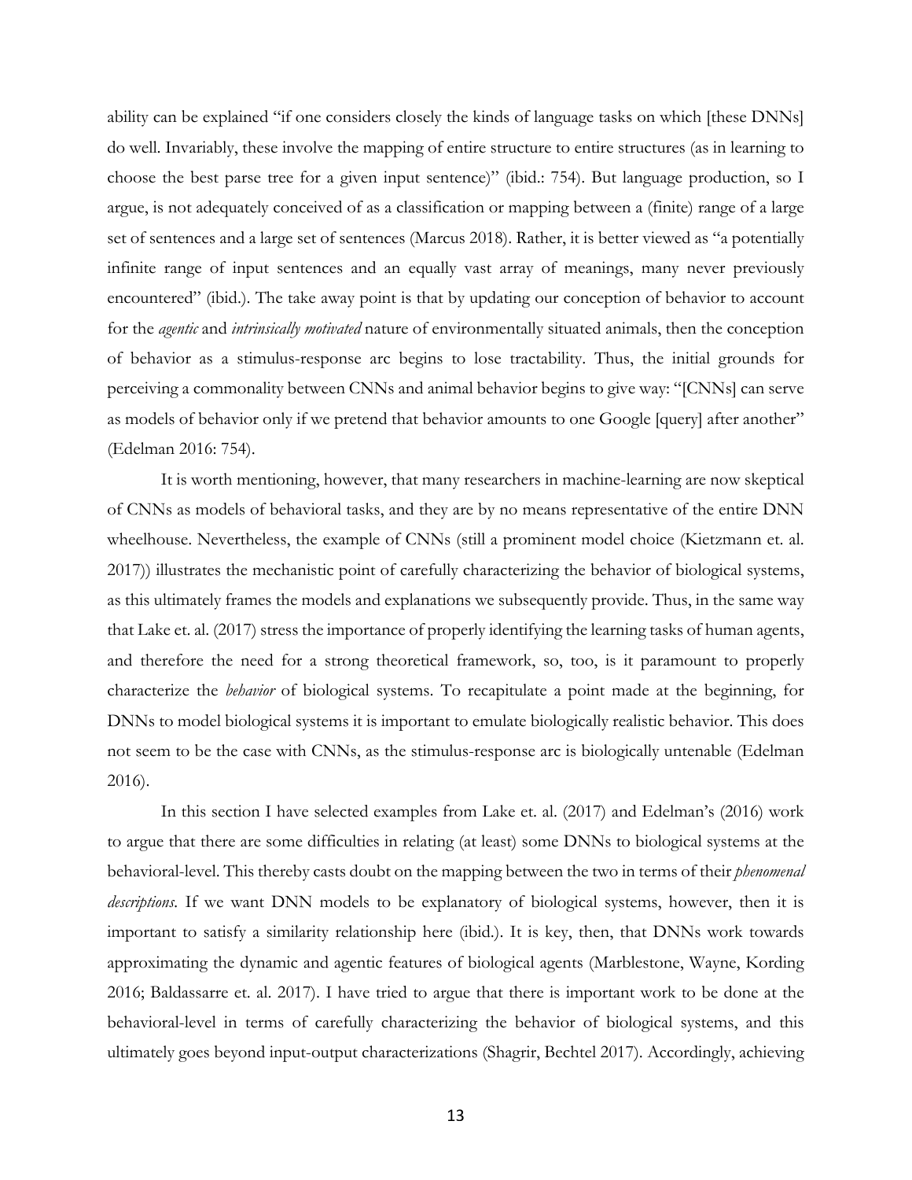ability can be explained "if one considers closely the kinds of language tasks on which [these DNNs] do well. Invariably, these involve the mapping of entire structure to entire structures (as in learning to choose the best parse tree for a given input sentence)" (ibid.: 754). But language production, so I argue, is not adequately conceived of as a classification or mapping between a (finite) range of a large set of sentences and a large set of sentences (Marcus 2018). Rather, it is better viewed as "a potentially infinite range of input sentences and an equally vast array of meanings, many never previously encountered" (ibid.). The take away point is that by updating our conception of behavior to account for the *agentic* and *intrinsically motivated* nature of environmentally situated animals, then the conception of behavior as a stimulus-response arc begins to lose tractability. Thus, the initial grounds for perceiving a commonality between CNNs and animal behavior begins to give way: "[CNNs] can serve as models of behavior only if we pretend that behavior amounts to one Google [query] after another" (Edelman 2016: 754).

It is worth mentioning, however, that many researchers in machine-learning are now skeptical of CNNs as models of behavioral tasks, and they are by no means representative of the entire DNN wheelhouse. Nevertheless, the example of CNNs (still a prominent model choice (Kietzmann et. al. 2017)) illustrates the mechanistic point of carefully characterizing the behavior of biological systems, as this ultimately frames the models and explanations we subsequently provide. Thus, in the same way that Lake et. al. (2017) stress the importance of properly identifying the learning tasks of human agents, and therefore the need for a strong theoretical framework, so, too, is it paramount to properly characterize the *behavior* of biological systems. To recapitulate a point made at the beginning, for DNNs to model biological systems it is important to emulate biologically realistic behavior. This does not seem to be the case with CNNs, as the stimulus-response arc is biologically untenable (Edelman 2016).

In this section I have selected examples from Lake et. al. (2017) and Edelman's (2016) work to argue that there are some difficulties in relating (at least) some DNNs to biological systems at the behavioral-level. This thereby casts doubt on the mapping between the two in terms of their *phenomenal descriptions*. If we want DNN models to be explanatory of biological systems, however, then it is important to satisfy a similarity relationship here (ibid.). It is key, then, that DNNs work towards approximating the dynamic and agentic features of biological agents (Marblestone, Wayne, Kording 2016; Baldassarre et. al. 2017). I have tried to argue that there is important work to be done at the behavioral-level in terms of carefully characterizing the behavior of biological systems, and this ultimately goes beyond input-output characterizations (Shagrir, Bechtel 2017). Accordingly, achieving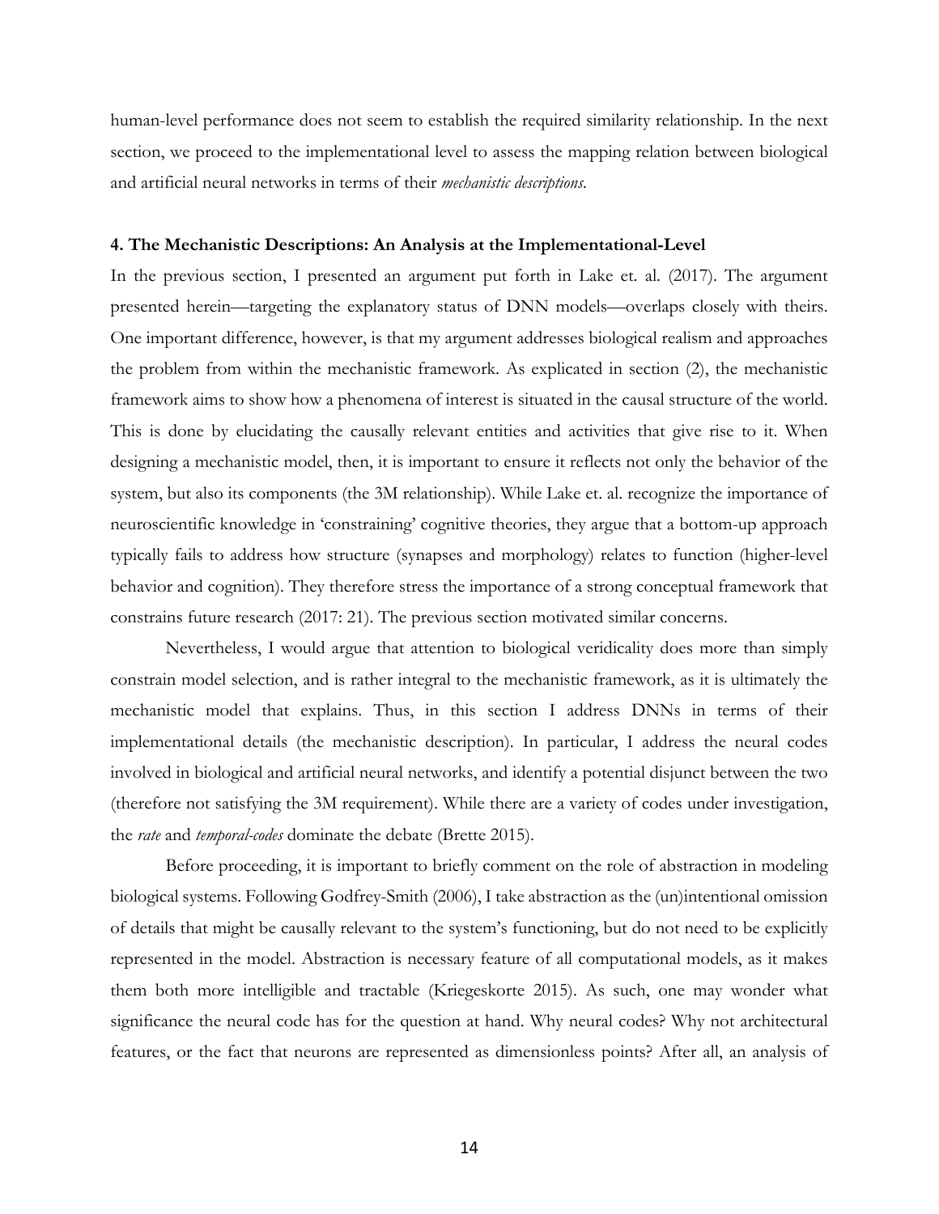human-level performance does not seem to establish the required similarity relationship. In the next section, we proceed to the implementational level to assess the mapping relation between biological and artificial neural networks in terms of their *mechanistic descriptions*.

## 4. The Mechanistic Descriptions: An Analysis at the Implementational-Level

In the previous section, I presented an argument put forth in Lake et. al. (2017). The argument presented herein—targeting the explanatory status of DNN models—overlaps closely with theirs. One important difference, however, is that my argument addresses biological realism and approaches the problem from within the mechanistic framework. As explicated in section (2), the mechanistic framework aims to show how a phenomena of interest is situated in the causal structure of the world. This is done by elucidating the causally relevant entities and activities that give rise to it. When designing a mechanistic model, then, it is important to ensure it reflects not only the behavior of the system, but also its components (the 3M relationship). While Lake et. al. recognize the importance of neuroscientific knowledge in 'constraining' cognitive theories, they argue that a bottom-up approach typically fails to address how structure (synapses and morphology) relates to function (higher-level behavior and cognition). They therefore stress the importance of a strong conceptual framework that constrains future research (2017: 21). The previous section motivated similar concerns.

Nevertheless, I would argue that attention to biological veridicality does more than simply constrain model selection, and is rather integral to the mechanistic framework, as it is ultimately the mechanistic model that explains. Thus, in this section I address DNNs in terms of their implementational details (the mechanistic description). In particular, I address the neural codes involved in biological and artificial neural networks, and identify a potential disjunct between the two (therefore not satisfying the 3M requirement). While there are a variety of codes under investigation, the *rate* and *temporal-codes* dominate the debate (Brette 2015).

Before proceeding, it is important to briefly comment on the role of abstraction in modeling biological systems. Following Godfrey-Smith (2006), I take abstraction as the (un)intentional omission of details that might be causally relevant to the system's functioning, but do not need to be explicitly represented in the model. Abstraction is necessary feature of all computational models, as it makes them both more intelligible and tractable (Kriegeskorte 2015). As such, one may wonder what significance the neural code has for the question at hand. Why neural codes? Why not architectural features, or the fact that neurons are represented as dimensionless points? After all, an analysis of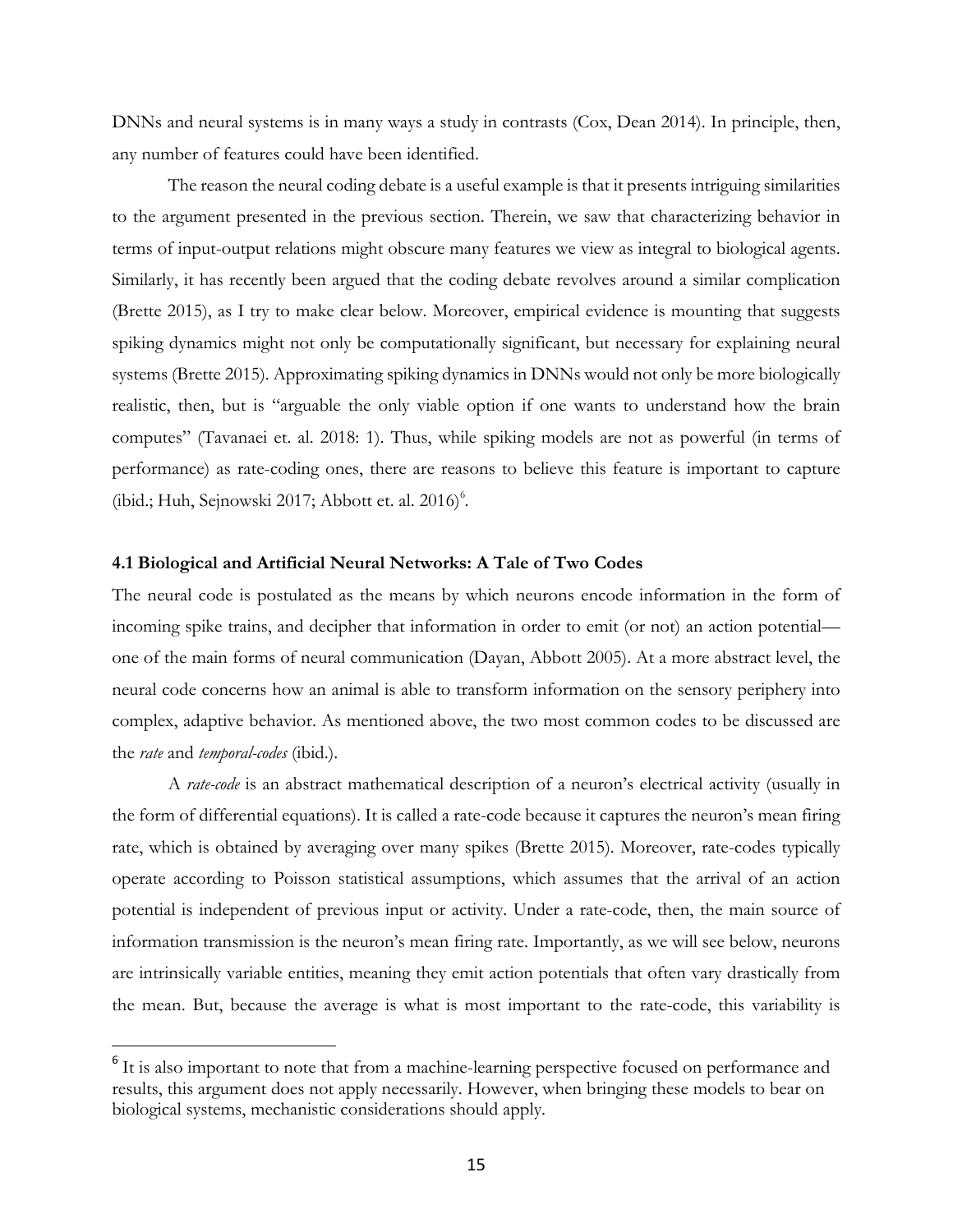DNNs and neural systems is in many ways a study in contrasts (Cox, Dean 2014). In principle, then, any number of features could have been identified.

The reason the neural coding debate is a useful example is that it presents intriguing similarities to the argument presented in the previous section. Therein, we saw that characterizing behavior in terms of input-output relations might obscure many features we view as integral to biological agents. Similarly, it has recently been argued that the coding debate revolves around a similar complication (Brette 2015), as I try to make clear below. Moreover, empirical evidence is mounting that suggests spiking dynamics might not only be computationally significant, but necessary for explaining neural systems (Brette 2015). Approximating spiking dynamics in DNNs would not only be more biologically realistic, then, but is "arguable the only viable option if one wants to understand how the brain computes" (Tavanaei et. al. 2018: 1). Thus, while spiking models are not as powerful (in terms of performance) as rate-coding ones, there are reasons to believe this feature is important to capture (ibid.; Huh, Sejnowski 2017; Abbott et. al. 2016)[6].

### 4.1 Biological and Artificial Neural Networks: A Tale of Two Codes

The neural code is postulated as the means by which neurons encode information in the form of incoming spike trains, and decipher that information in order to emit (or not) an action potential—one of the main forms of neural communication (Dayan, Abbott 2005). At a more abstract level, the neural code concerns how an animal is able to transform information on the sensory periphery into complex, adaptive behavior. As mentioned above, the two most common codes to be discussed are the *rate* and *temporal-codes* (ibid.).

A *rate-code* is an abstract mathematical description of a neuron's electrical activity (usually in the form of differential equations). It is called a rate-code because it captures the neuron's mean firing rate, which is obtained by averaging over many spikes (Brette 2015). Moreover, rate-codes typically operate according to Poisson statistical assumptions, which assumes that the arrival of an action potential is independent of previous input or activity. Under a rate-code, then, the main source of information transmission is the neuron's mean firing rate. Importantly, as we will see below, neurons are intrinsically variable entities, meaning they emit action potentials that often vary drastically from the mean. But, because the average is what is most important to the rate-code, this variability is

[6] It is also important to note that from a machine-learning perspective focused on performance and results, this argument does not apply necessarily. However, when bringing these models to bear on biological systems, mechanistic considerations should apply.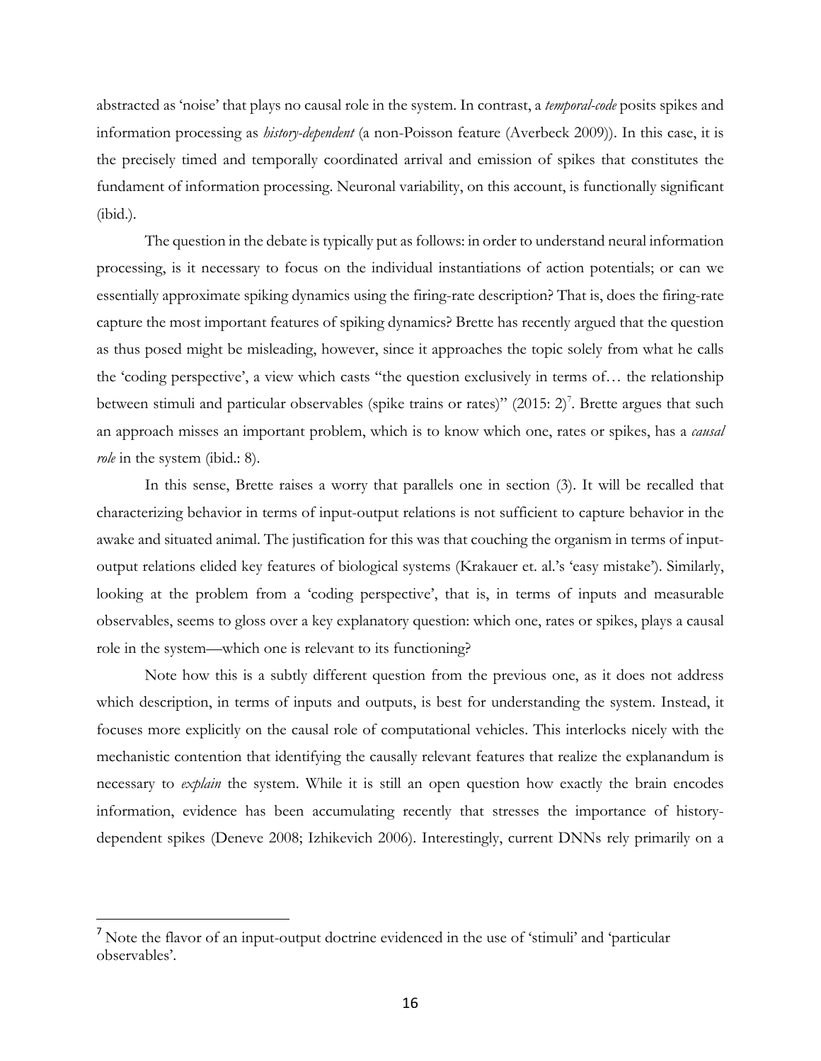abstracted as 'noise' that plays no causal role in the system. In contrast, a *temporal-code* posits spikes and information processing as *history-dependent* (a non-Poisson feature (Averbeck 2009)). In this case, it is the precisely timed and temporally coordinated arrival and emission of spikes that constitutes the fundament of information processing. Neuronal variability, on this account, is functionally significant (ibid.).

The question in the debate is typically put as follows: in order to understand neural information processing, is it necessary to focus on the individual instantiations of action potentials; or can we essentially approximate spiking dynamics using the firing-rate description? That is, does the firing-rate capture the most important features of spiking dynamics? Brette has recently argued that the question as thus posed might be misleading, however, since it approaches the topic solely from what he calls the 'coding perspective', a view which casts "the question exclusively in terms of… the relationship between stimuli and particular observables (spike trains or rates)" (2015: 2)[7]. Brette argues that such an approach misses an important problem, which is to know which one, rates or spikes, has a *causal role* in the system (ibid.: 8).

In this sense, Brette raises a worry that parallels one in section (3). It will be recalled that characterizing behavior in terms of input-output relations is not sufficient to capture behavior in the awake and situated animal. The justification for this was that couching the organism in terms of input-output relations elided key features of biological systems (Krakauer et. al.'s 'easy mistake'). Similarly, looking at the problem from a 'coding perspective', that is, in terms of inputs and measurable observables, seems to gloss over a key explanatory question: which one, rates or spikes, plays a causal role in the system—which one is relevant to its functioning?

Note how this is a subtly different question from the previous one, as it does not address which description, in terms of inputs and outputs, is best for understanding the system. Instead, it focuses more explicitly on the causal role of computational vehicles. This interlocks nicely with the mechanistic contention that identifying the causally relevant features that realize the explanandum is necessary to *explain* the system. While it is still an open question how exactly the brain encodes information, evidence has been accumulating recently that stresses the importance of history-dependent spikes (Deneve 2008; Izhikevich 2006). Interestingly, current DNNs rely primarily on a

[7] Note the flavor of an input-output doctrine evidenced in the use of 'stimuli' and 'particular observables'.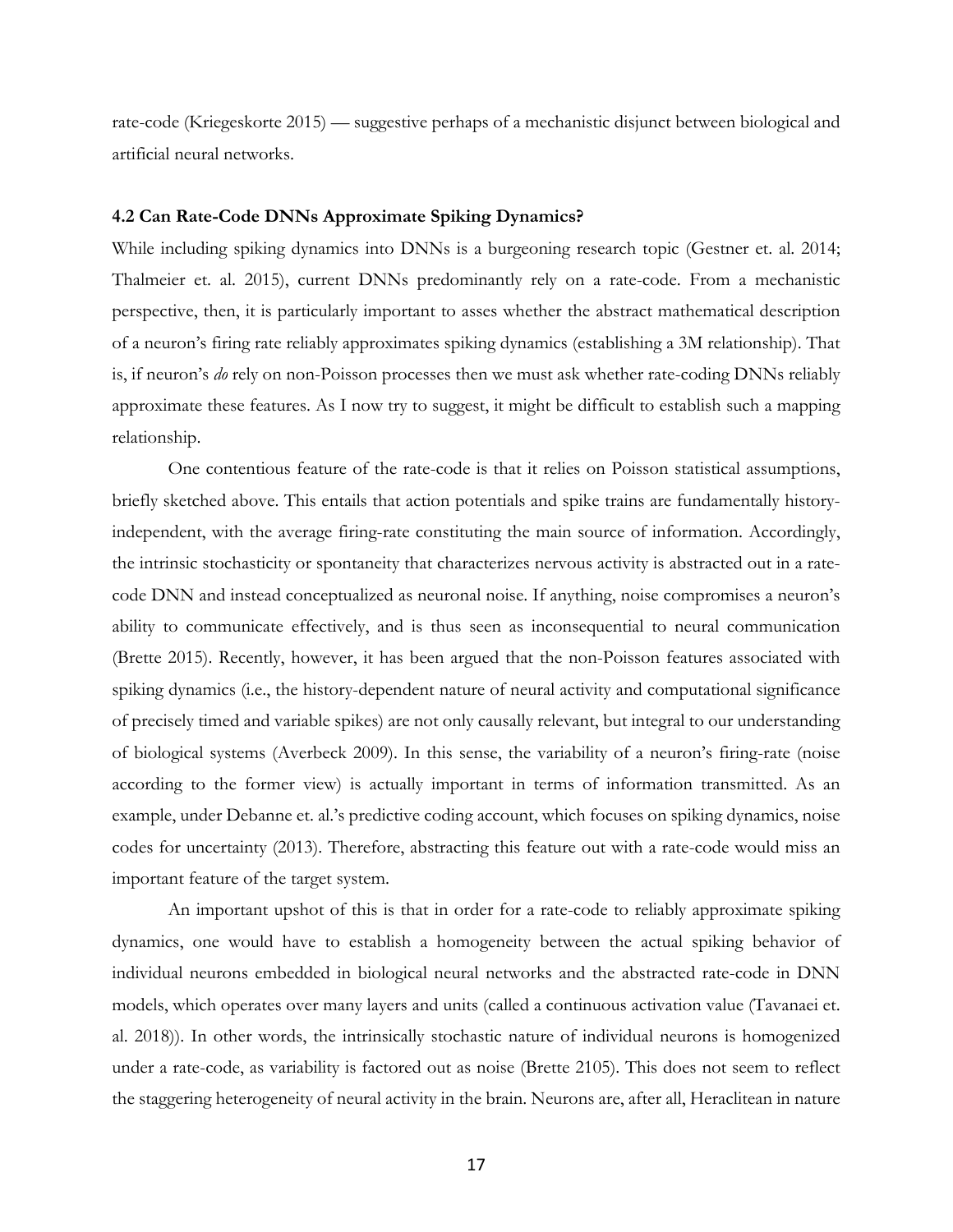rate-code (Kriegeskorte 2015) — suggestive perhaps of a mechanistic disjunct between biological and artificial neural networks.

### 4.2 Can Rate-Code DNNs Approximate Spiking Dynamics?

While including spiking dynamics into DNNs is a burgeoning research topic (Gestner et. al. 2014; Thalmeier et. al. 2015), current DNNs predominantly rely on a rate-code. From a mechanistic perspective, then, it is particularly important to asses whether the abstract mathematical description of a neuron's firing rate reliably approximates spiking dynamics (establishing a 3M relationship). That is, if neuron's *do* rely on non-Poisson processes then we must ask whether rate-coding DNNs reliably approximate these features. As I now try to suggest, it might be difficult to establish such a mapping relationship.

One contentious feature of the rate-code is that it relies on Poisson statistical assumptions, briefly sketched above. This entails that action potentials and spike trains are fundamentally history-independent, with the average firing-rate constituting the main source of information. Accordingly, the intrinsic stochasticity or spontaneity that characterizes nervous activity is abstracted out in a rate-code DNN and instead conceptualized as neuronal noise. If anything, noise compromises a neuron's ability to communicate effectively, and is thus seen as inconsequential to neural communication (Brette 2015). Recently, however, it has been argued that the non-Poisson features associated with spiking dynamics (i.e., the history-dependent nature of neural activity and computational significance of precisely timed and variable spikes) are not only causally relevant, but integral to our understanding of biological systems (Averbeck 2009). In this sense, the variability of a neuron's firing-rate (noise according to the former view) is actually important in terms of information transmitted. As an example, under Debanne et. al.'s predictive coding account, which focuses on spiking dynamics, noise codes for uncertainty (2013). Therefore, abstracting this feature out with a rate-code would miss an important feature of the target system.

An important upshot of this is that in order for a rate-code to reliably approximate spiking dynamics, one would have to establish a homogeneity between the actual spiking behavior of individual neurons embedded in biological neural networks and the abstracted rate-code in DNN models, which operates over many layers and units (called a continuous activation value (Tavanaei et. al. 2018)). In other words, the intrinsically stochastic nature of individual neurons is homogenized under a rate-code, as variability is factored out as noise (Brette 2105). This does not seem to reflect the staggering heterogeneity of neural activity in the brain. Neurons are, after all, Heraclitean in nature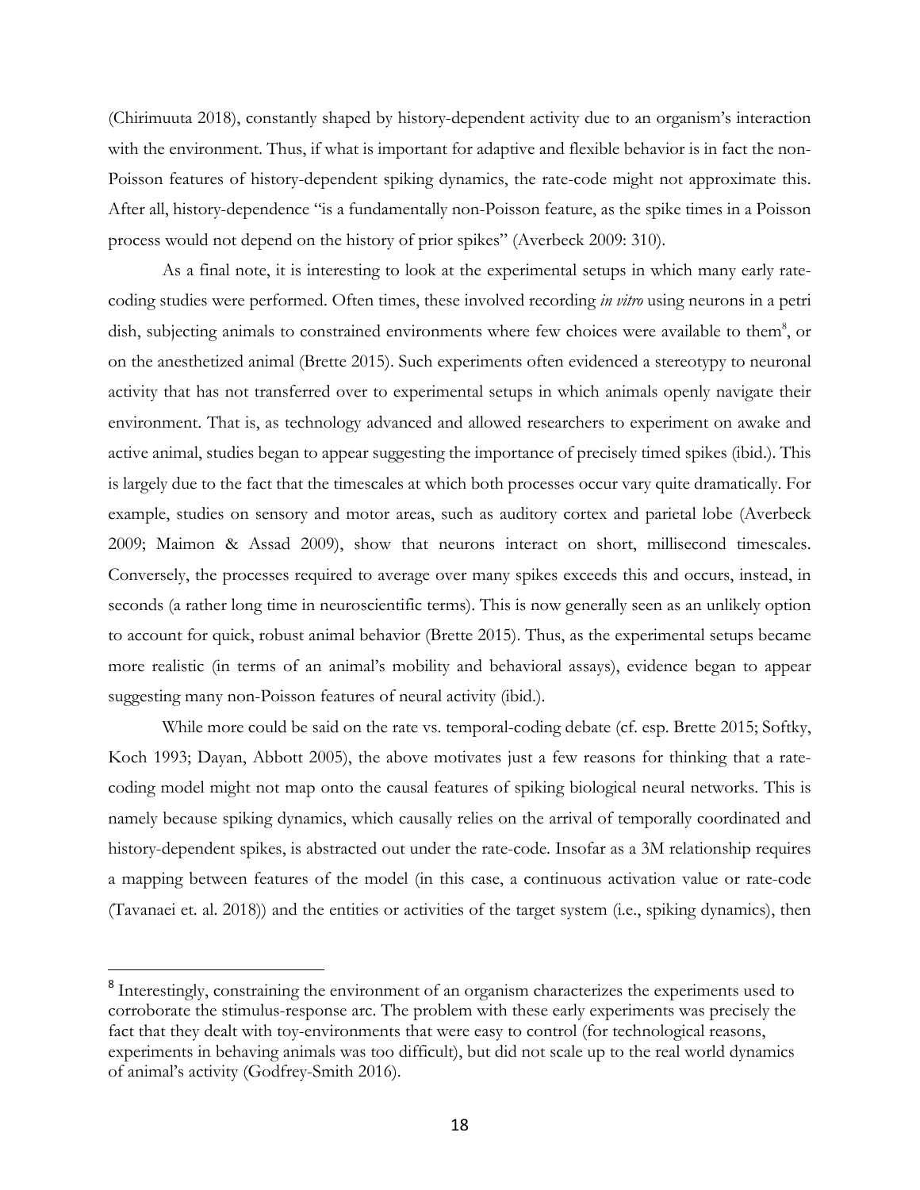(Chirimuuta 2018), constantly shaped by history-dependent activity due to an organism's interaction with the environment. Thus, if what is important for adaptive and flexible behavior is in fact the non-Poisson features of history-dependent spiking dynamics, the rate-code might not approximate this. After all, history-dependence "is a fundamentally non-Poisson feature, as the spike times in a Poisson process would not depend on the history of prior spikes" (Averbeck 2009: 310).

As a final note, it is interesting to look at the experimental setups in which many early rate-coding studies were performed. Often times, these involved recording *in vitro* using neurons in a petri dish, subjecting animals to constrained environments where few choices were available to them[8], or on the anesthetized animal (Brette 2015). Such experiments often evidenced a stereotypy to neuronal activity that has not transferred over to experimental setups in which animals openly navigate their environment. That is, as technology advanced and allowed researchers to experiment on awake and active animal, studies began to appear suggesting the importance of precisely timed spikes (ibid.). This is largely due to the fact that the timescales at which both processes occur vary quite dramatically. For example, studies on sensory and motor areas, such as auditory cortex and parietal lobe (Averbeck 2009; Maimon & Assad 2009), show that neurons interact on short, millisecond timescales. Conversely, the processes required to average over many spikes exceeds this and occurs, instead, in seconds (a rather long time in neuroscientific terms). This is now generally seen as an unlikely option to account for quick, robust animal behavior (Brette 2015). Thus, as the experimental setups became more realistic (in terms of an animal's mobility and behavioral assays), evidence began to appear suggesting many non-Poisson features of neural activity (ibid.).

While more could be said on the rate vs. temporal-coding debate (cf. esp. Brette 2015; Softky, Koch 1993; Dayan, Abbott 2005), the above motivates just a few reasons for thinking that a rate-coding model might not map onto the causal features of spiking biological neural networks. This is namely because spiking dynamics, which causally relies on the arrival of temporally coordinated and history-dependent spikes, is abstracted out under the rate-code. Insofar as a 3M relationship requires a mapping between features of the model (in this case, a continuous activation value or rate-code (Tavanaei et. al. 2018)) and the entities or activities of the target system (i.e., spiking dynamics), then

---

[8] Interestingly, constraining the environment of an organism characterizes the experiments used to corroborate the stimulus-response arc. The problem with these early experiments was precisely the fact that they dealt with toy-environments that were easy to control (for technological reasons, experiments in behaving animals was too difficult), but did not scale up to the real world dynamics of animal's activity (Godfrey-Smith 2016).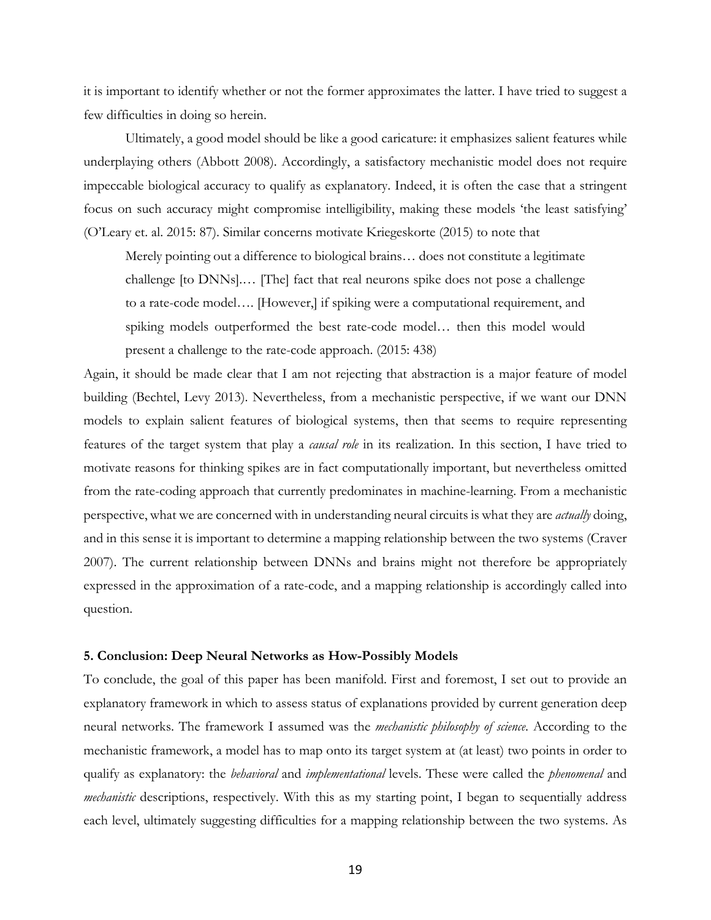it is important to identify whether or not the former approximates the latter. I have tried to suggest a few difficulties in doing so herein.

Ultimately, a good model should be like a good caricature: it emphasizes salient features while underplaying others (Abbott 2008). Accordingly, a satisfactory mechanistic model does not require impeccable biological accuracy to qualify as explanatory. Indeed, it is often the case that a stringent focus on such accuracy might compromise intelligibility, making these models 'the least satisfying' (O'Leary et. al. 2015: 87). Similar concerns motivate Kriegeskorte (2015) to note that

> Merely pointing out a difference to biological brains… does not constitute a legitimate challenge [to DNNs].… [The] fact that real neurons spike does not pose a challenge to a rate-code model…. [However,] if spiking were a computational requirement, and spiking models outperformed the best rate-code model… then this model would present a challenge to the rate-code approach. (2015: 438)

Again, it should be made clear that I am not rejecting that abstraction is a major feature of model building (Bechtel, Levy 2013). Nevertheless, from a mechanistic perspective, if we want our DNN models to explain salient features of biological systems, then that seems to require representing features of the target system that play a *causal role* in its realization. In this section, I have tried to motivate reasons for thinking spikes are in fact computationally important, but nevertheless omitted from the rate-coding approach that currently predominates in machine-learning. From a mechanistic perspective, what we are concerned with in understanding neural circuits is what they are *actually* doing, and in this sense it is important to determine a mapping relationship between the two systems (Craver 2007). The current relationship between DNNs and brains might not therefore be appropriately expressed in the approximation of a rate-code, and a mapping relationship is accordingly called into question.

### 5. Conclusion: Deep Neural Networks as How-Possibly Models

To conclude, the goal of this paper has been manifold. First and foremost, I set out to provide an explanatory framework in which to assess status of explanations provided by current generation deep neural networks. The framework I assumed was the *mechanistic philosophy of science*. According to the mechanistic framework, a model has to map onto its target system at (at least) two points in order to qualify as explanatory: the *behavioral* and *implementational* levels. These were called the *phenomenal* and *mechanistic* descriptions, respectively. With this as my starting point, I began to sequentially address each level, ultimately suggesting difficulties for a mapping relationship between the two systems. As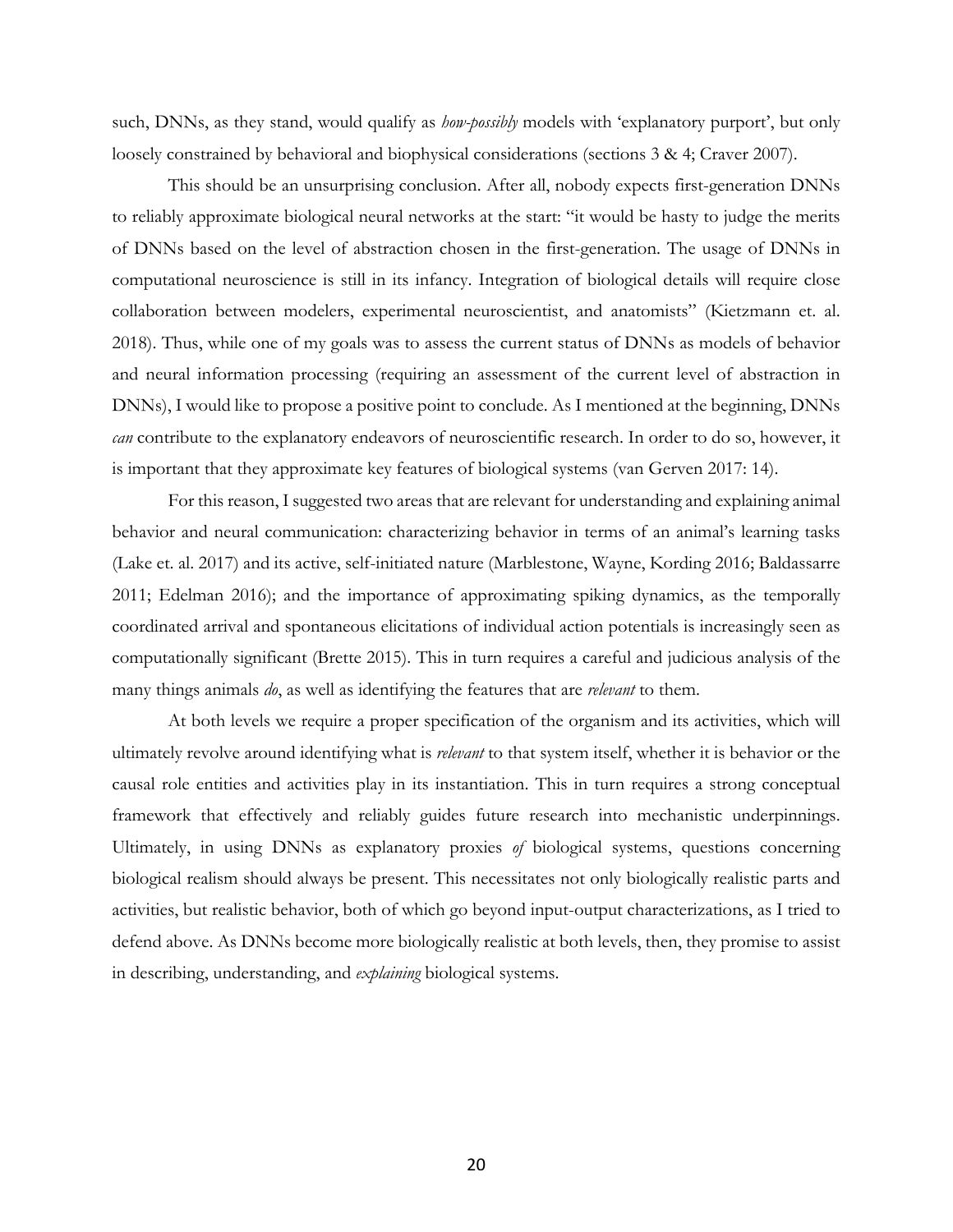such, DNNs, as they stand, would qualify as *how-possibly* models with 'explanatory purport', but only loosely constrained by behavioral and biophysical considerations (sections 3 & 4; Craver 2007).

This should be an unsurprising conclusion. After all, nobody expects first-generation DNNs to reliably approximate biological neural networks at the start: "it would be hasty to judge the merits of DNNs based on the level of abstraction chosen in the first-generation. The usage of DNNs in computational neuroscience is still in its infancy. Integration of biological details will require close collaboration between modelers, experimental neuroscientist, and anatomists" (Kietzmann et. al. 2018). Thus, while one of my goals was to assess the current status of DNNs as models of behavior and neural information processing (requiring an assessment of the current level of abstraction in DNNs), I would like to propose a positive point to conclude. As I mentioned at the beginning, DNNs *can* contribute to the explanatory endeavors of neuroscientific research. In order to do so, however, it is important that they approximate key features of biological systems (van Gerven 2017: 14).

For this reason, I suggested two areas that are relevant for understanding and explaining animal behavior and neural communication: characterizing behavior in terms of an animal's learning tasks (Lake et. al. 2017) and its active, self-initiated nature (Marblestone, Wayne, Kording 2016; Baldassarre 2011; Edelman 2016); and the importance of approximating spiking dynamics, as the temporally coordinated arrival and spontaneous elicitations of individual action potentials is increasingly seen as computationally significant (Brette 2015). This in turn requires a careful and judicious analysis of the many things animals *do*, as well as identifying the features that are *relevant* to them.

At both levels we require a proper specification of the organism and its activities, which will ultimately revolve around identifying what is *relevant* to that system itself, whether it is behavior or the causal role entities and activities play in its instantiation. This in turn requires a strong conceptual framework that effectively and reliably guides future research into mechanistic underpinnings. Ultimately, in using DNNs as explanatory proxies *of* biological systems, questions concerning biological realism should always be present. This necessitates not only biologically realistic parts and activities, but realistic behavior, both of which go beyond input-output characterizations, as I tried to defend above. As DNNs become more biologically realistic at both levels, then, they promise to assist in describing, understanding, and *explaining* biological systems.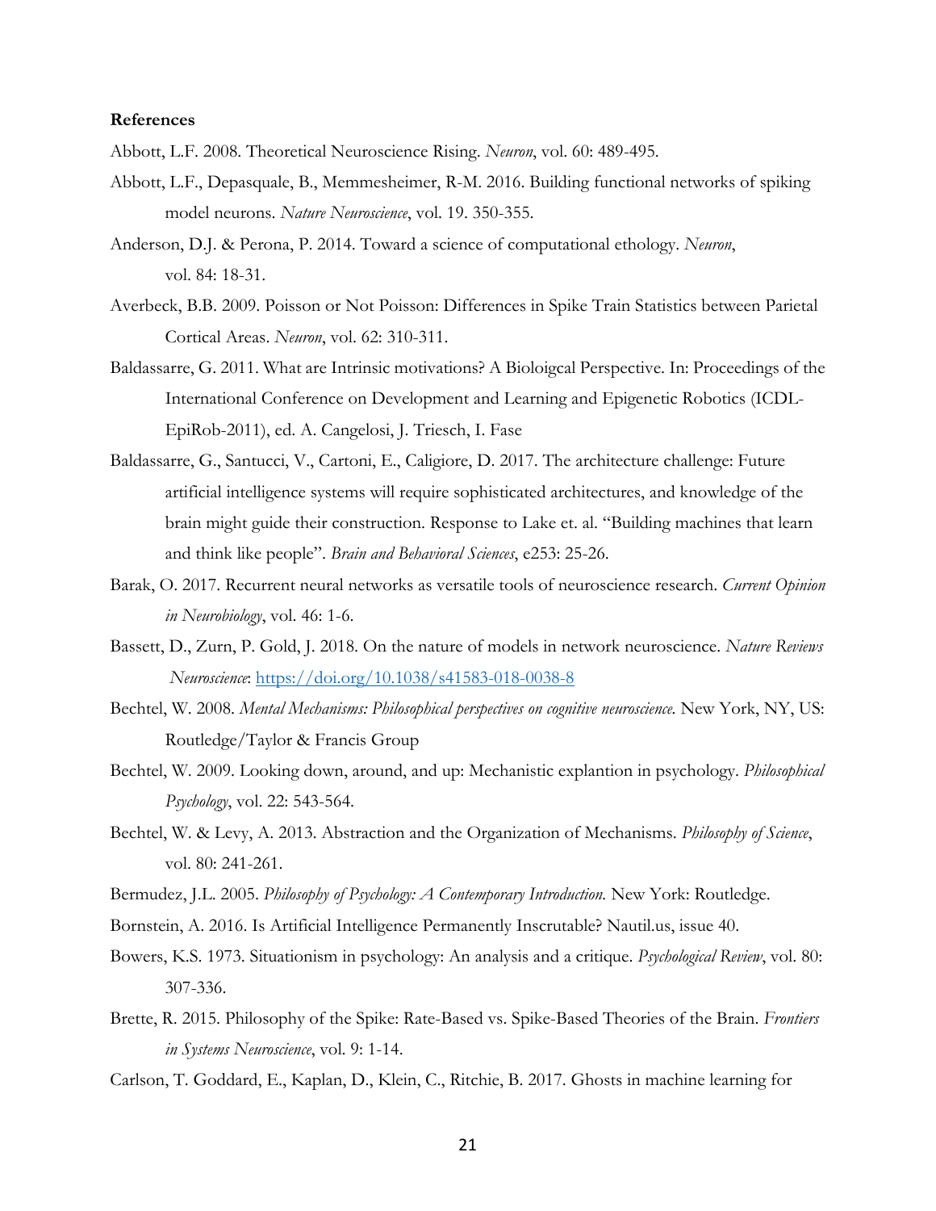**References**

Abbott, L.F. 2008. Theoretical Neuroscience Rising. *Neuron*, vol. 60: 489-495.

Abbott, L.F., Depasquale, B., Memmesheimer, R-M. 2016. Building functional networks of spiking model neurons. *Nature Neuroscience*, vol. 19. 350-355.

Anderson, D.J. & Perona, P. 2014. Toward a science of computational ethology. *Neuron*, vol. 84: 18-31.

Averbeck, B.B. 2009. Poisson or Not Poisson: Differences in Spike Train Statistics between Parietal Cortical Areas. *Neuron*, vol. 62: 310-311.

Baldassarre, G. 2011. What are Intrinsic motivations? A Bioloigcal Perspective. In: Proceedings of the International Conference on Development and Learning and Epigenetic Robotics (ICDL-EpiRob-2011), ed. A. Cangelosi, J. Triesch, I. Fase

Baldassarre, G., Santucci, V., Cartoni, E., Caligiore, D. 2017. The architecture challenge: Future artificial intelligence systems will require sophisticated architectures, and knowledge of the brain might guide their construction. Response to Lake et. al. "Building machines that learn and think like people". *Brain and Behavioral Sciences*, e253: 25-26.

Barak, O. 2017. Recurrent neural networks as versatile tools of neuroscience research. *Current Opinion in Neurobiology*, vol. 46: 1-6.

Bassett, D., Zurn, P. Gold, J. 2018. On the nature of models in network neuroscience. *Nature Reviews Neuroscience*: https://doi.org/10.1038/s41583-018-0038-8

Bechtel, W. 2008. *Mental Mechanisms: Philosophical perspectives on cognitive neuroscience.* New York, NY, US: Routledge/Taylor & Francis Group

Bechtel, W. 2009. Looking down, around, and up: Mechanistic explantion in psychology. *Philosophical Psychology*, vol. 22: 543-564.

Bechtel, W. & Levy, A. 2013. Abstraction and the Organization of Mechanisms. *Philosophy of Science*, vol. 80: 241-261.

Bermudez, J.L. 2005. *Philosophy of Psychology: A Contemporary Introduction.* New York: Routledge.

Bornstein, A. 2016. Is Artificial Intelligence Permanently Inscrutable? Nautil.us, issue 40.

Bowers, K.S. 1973. Situationism in psychology: An analysis and a critique. *Psychological Review*, vol. 80: 307-336.

Brette, R. 2015. Philosophy of the Spike: Rate-Based vs. Spike-Based Theories of the Brain. *Frontiers in Systems Neuroscience*, vol. 9: 1-14.

Carlson, T. Goddard, E., Kaplan, D., Klein, C., Ritchie, B. 2017. Ghosts in machine learning for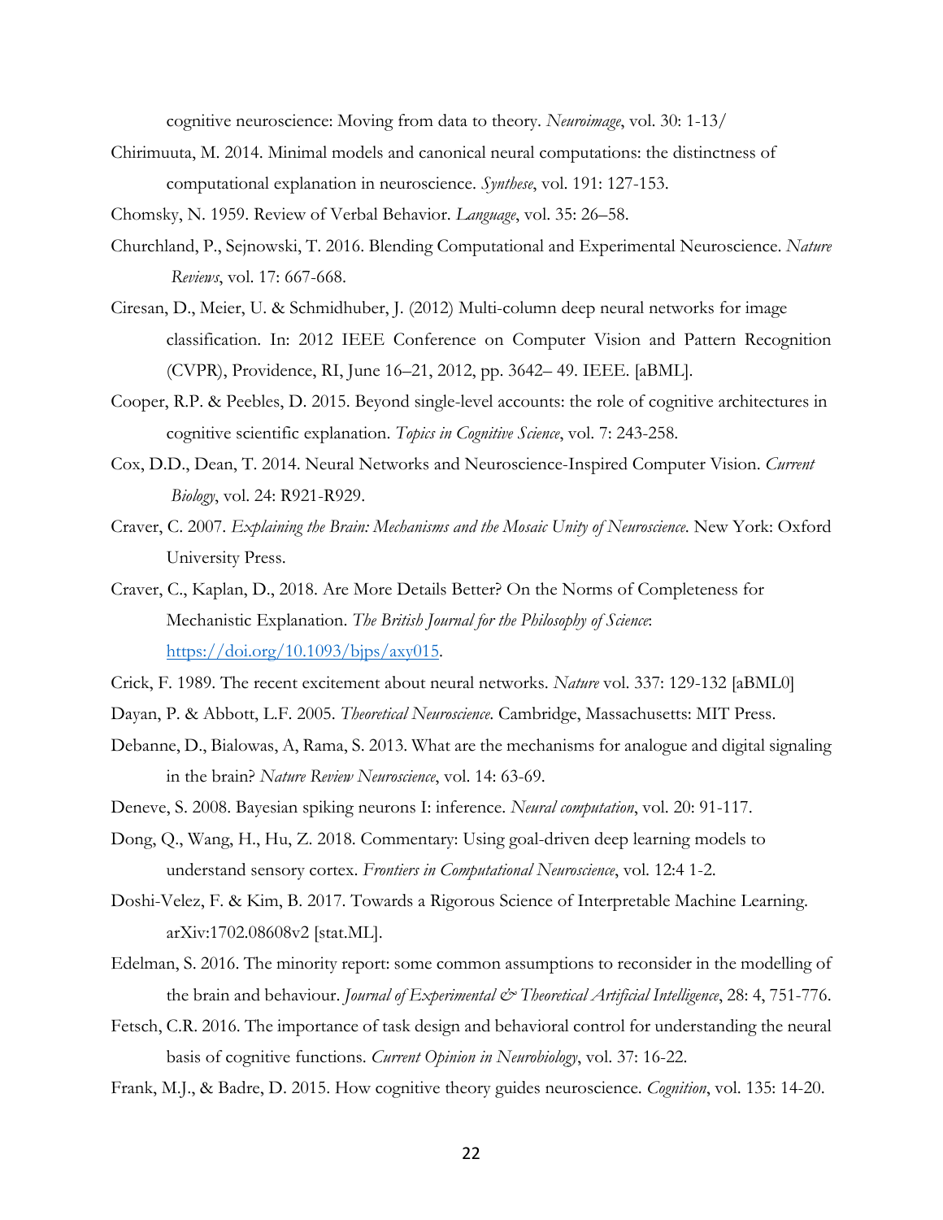cognitive neuroscience: Moving from data to theory. *Neuroimage*, vol. 30: 1-13/

Chirimuuta, M. 2014. Minimal models and canonical neural computations: the distinctness of computational explanation in neuroscience. *Synthese*, vol. 191: 127-153.

Chomsky, N. 1959. Review of Verbal Behavior. *Language*, vol. 35: 26–58.

Churchland, P., Sejnowski, T. 2016. Blending Computational and Experimental Neuroscience. *Nature Reviews*, vol. 17: 667-668.

Ciresan, D., Meier, U. & Schmidhuber, J. (2012) Multi-column deep neural networks for image classification. In: 2012 IEEE Conference on Computer Vision and Pattern Recognition (CVPR), Providence, RI, June 16–21, 2012, pp. 3642– 49. IEEE. [aBML].

Cooper, R.P. & Peebles, D. 2015. Beyond single-level accounts: the role of cognitive architectures in cognitive scientific explanation. *Topics in Cognitive Science*, vol. 7: 243-258.

Cox, D.D., Dean, T. 2014. Neural Networks and Neuroscience-Inspired Computer Vision. *Current Biology*, vol. 24: R921-R929.

Craver, C. 2007. *Explaining the Brain: Mechanisms and the Mosaic Unity of Neuroscience.* New York: Oxford University Press.

Craver, C., Kaplan, D., 2018. Are More Details Better? On the Norms of Completeness for Mechanistic Explanation. *The British Journal for the Philosophy of Science*: https://doi.org/10.1093/bjps/axy015.

Crick, F. 1989. The recent excitement about neural networks. *Nature* vol. 337: 129-132 [aBML0]

Dayan, P. & Abbott, L.F. 2005. *Theoretical Neuroscience.* Cambridge, Massachusetts: MIT Press.

Debanne, D., Bialowas, A, Rama, S. 2013. What are the mechanisms for analogue and digital signaling in the brain? *Nature Review Neuroscience*, vol. 14: 63-69.

Deneve, S. 2008. Bayesian spiking neurons I: inference. *Neural computation*, vol. 20: 91-117.

Dong, Q., Wang, H., Hu, Z. 2018. Commentary: Using goal-driven deep learning models to understand sensory cortex. *Frontiers in Computational Neuroscience*, vol. 12:4 1-2.

Doshi-Velez, F. & Kim, B. 2017. Towards a Rigorous Science of Interpretable Machine Learning. arXiv:1702.08608v2 [stat.ML].

Edelman, S. 2016. The minority report: some common assumptions to reconsider in the modelling of the brain and behaviour. *Journal of Experimental & Theoretical Artificial Intelligence*, 28: 4, 751-776.

Fetsch, C.R. 2016. The importance of task design and behavioral control for understanding the neural basis of cognitive functions. *Current Opinion in Neurobiology*, vol. 37: 16-22.

Frank, M.J., & Badre, D. 2015. How cognitive theory guides neuroscience. *Cognition*, vol. 135: 14-20.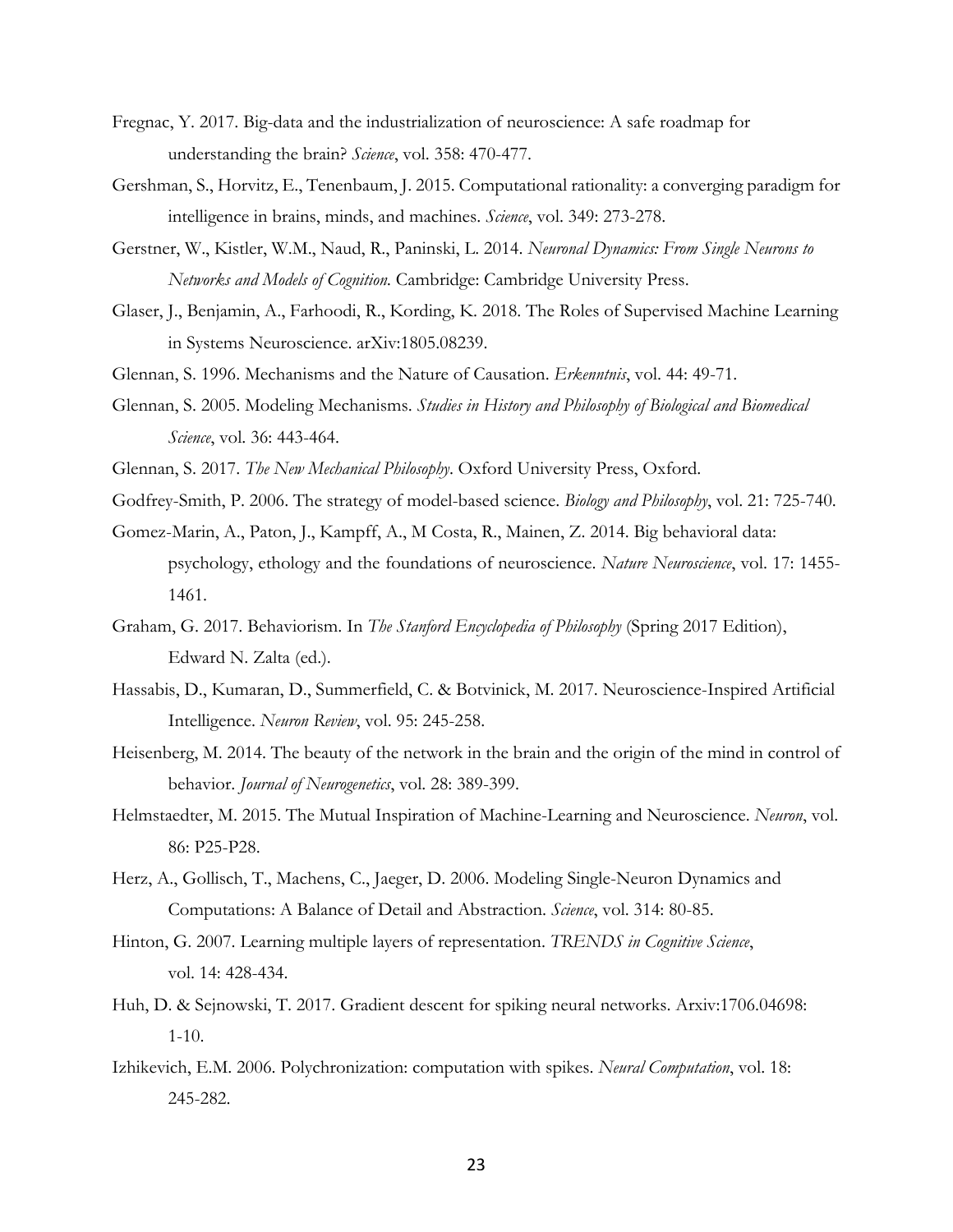Fregnac, Y. 2017. Big-data and the industrialization of neuroscience: A safe roadmap for understanding the brain? *Science*, vol. 358: 470-477.

Gershman, S., Horvitz, E., Tenenbaum, J. 2015. Computational rationality: a converging paradigm for intelligence in brains, minds, and machines. *Science*, vol. 349: 273-278.

Gerstner, W., Kistler, W.M., Naud, R., Paninski, L. 2014. *Neuronal Dynamics: From Single Neurons to Networks and Models of Cognition.* Cambridge: Cambridge University Press.

Glaser, J., Benjamin, A., Farhoodi, R., Kording, K. 2018. The Roles of Supervised Machine Learning in Systems Neuroscience. arXiv:1805.08239.

Glennan, S. 1996. Mechanisms and the Nature of Causation. *Erkenntnis*, vol. 44: 49-71.

Glennan, S. 2005. Modeling Mechanisms. *Studies in History and Philosophy of Biological and Biomedical Science*, vol. 36: 443-464.

Glennan, S. 2017. *The New Mechanical Philosophy*. Oxford University Press, Oxford.

Godfrey-Smith, P. 2006. The strategy of model-based science. *Biology and Philosophy*, vol. 21: 725-740.

Gomez-Marin, A., Paton, J., Kampff, A., M Costa, R., Mainen, Z. 2014. Big behavioral data: psychology, ethology and the foundations of neuroscience. *Nature Neuroscience*, vol. 17: 1455-1461.

Graham, G. 2017. Behaviorism. In *The Stanford Encyclopedia of Philosophy* (Spring 2017 Edition), Edward N. Zalta (ed.).

Hassabis, D., Kumaran, D., Summerfield, C. & Botvinick, M. 2017. Neuroscience-Inspired Artificial Intelligence. *Neuron Review*, vol. 95: 245-258.

Heisenberg, M. 2014. The beauty of the network in the brain and the origin of the mind in control of behavior. *Journal of Neurogenetics*, vol. 28: 389-399.

Helmstaedter, M. 2015. The Mutual Inspiration of Machine-Learning and Neuroscience. *Neuron*, vol. 86: P25-P28.

Herz, A., Gollisch, T., Machens, C., Jaeger, D. 2006. Modeling Single-Neuron Dynamics and Computations: A Balance of Detail and Abstraction. *Science*, vol. 314: 80-85.

Hinton, G. 2007. Learning multiple layers of representation. *TRENDS in Cognitive Science*, vol. 14: 428-434.

Huh, D. & Sejnowski, T. 2017. Gradient descent for spiking neural networks. Arxiv:1706.04698: 1-10.

Izhikevich, E.M. 2006. Polychronization: computation with spikes. *Neural Computation*, vol. 18: 245-282.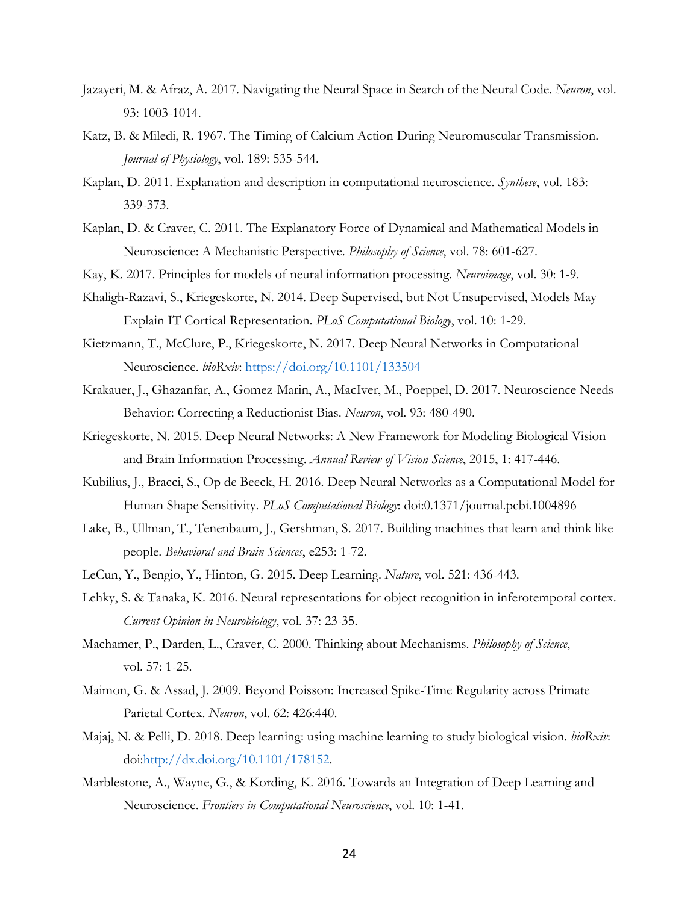Jazayeri, M. & Afraz, A. 2017. Navigating the Neural Space in Search of the Neural Code. *Neuron*, vol. 93: 1003-1014.

Katz, B. & Miledi, R. 1967. The Timing of Calcium Action During Neuromuscular Transmission. *Journal of Physiology*, vol. 189: 535-544.

Kaplan, D. 2011. Explanation and description in computational neuroscience. *Synthese*, vol. 183: 339-373.

Kaplan, D. & Craver, C. 2011. The Explanatory Force of Dynamical and Mathematical Models in Neuroscience: A Mechanistic Perspective. *Philosophy of Science*, vol. 78: 601-627.

Kay, K. 2017. Principles for models of neural information processing. *Neuroimage*, vol. 30: 1-9.

Khaligh-Razavi, S., Kriegeskorte, N. 2014. Deep Supervised, but Not Unsupervised, Models May Explain IT Cortical Representation. *PLoS Computational Biology*, vol. 10: 1-29.

Kietzmann, T., McClure, P., Kriegeskorte, N. 2017. Deep Neural Networks in Computational Neuroscience. *bioRxiv*: https://doi.org/10.1101/133504

Krakauer, J., Ghazanfar, A., Gomez-Marin, A., MacIver, M., Poeppel, D. 2017. Neuroscience Needs Behavior: Correcting a Reductionist Bias. *Neuron*, vol. 93: 480-490.

Kriegeskorte, N. 2015. Deep Neural Networks: A New Framework for Modeling Biological Vision and Brain Information Processing. *Annual Review of Vision Science*, 2015, 1: 417-446.

Kubilius, J., Bracci, S., Op de Beeck, H. 2016. Deep Neural Networks as a Computational Model for Human Shape Sensitivity. *PLoS Computational Biology*: doi:0.1371/journal.pcbi.1004896

Lake, B., Ullman, T., Tenenbaum, J., Gershman, S. 2017. Building machines that learn and think like people. *Behavioral and Brain Sciences*, e253: 1-72.

LeCun, Y., Bengio, Y., Hinton, G. 2015. Deep Learning. *Nature*, vol. 521: 436-443.

Lehky, S. & Tanaka, K. 2016. Neural representations for object recognition in inferotemporal cortex. *Current Opinion in Neurobiology*, vol. 37: 23-35.

Machamer, P., Darden, L., Craver, C. 2000. Thinking about Mechanisms. *Philosophy of Science*, vol. 57: 1-25.

Maimon, G. & Assad, J. 2009. Beyond Poisson: Increased Spike-Time Regularity across Primate Parietal Cortex. *Neuron*, vol. 62: 426:440.

Majaj, N. & Pelli, D. 2018. Deep learning: using machine learning to study biological vision. *bioRxiv*: doi:http://dx.doi.org/10.1101/178152.

Marblestone, A., Wayne, G., & Kording, K. 2016. Towards an Integration of Deep Learning and Neuroscience. *Frontiers in Computational Neuroscience*, vol. 10: 1-41.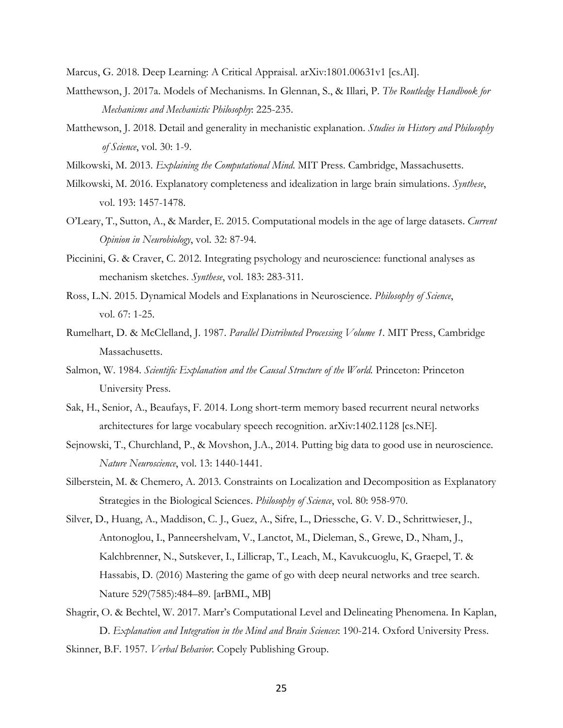Marcus, G. 2018. Deep Learning: A Critical Appraisal. arXiv:1801.00631v1 [cs.AI].

Matthewson, J. 2017a. Models of Mechanisms. In Glennan, S., & Illari, P. *The Routledge Handbook for Mechanisms and Mechanistic Philosophy*: 225-235.

Matthewson, J. 2018. Detail and generality in mechanistic explanation. *Studies in History and Philosophy of Science*, vol. 30: 1-9.

Milkowski, M. 2013. *Explaining the Computational Mind*. MIT Press. Cambridge, Massachusetts.

Milkowski, M. 2016. Explanatory completeness and idealization in large brain simulations. *Synthese*, vol. 193: 1457-1478.

O'Leary, T., Sutton, A., & Marder, E. 2015. Computational models in the age of large datasets. *Current Opinion in Neurobiology*, vol. 32: 87-94.

Piccinini, G. & Craver, C. 2012. Integrating psychology and neuroscience: functional analyses as mechanism sketches. *Synthese*, vol. 183: 283-311.

Ross, L.N. 2015. Dynamical Models and Explanations in Neuroscience. *Philosophy of Science*, vol. 67: 1-25.

Rumelhart, D. & McClelland, J. 1987. *Parallel Distributed Processing Volume 1*. MIT Press, Cambridge Massachusetts.

Salmon, W. 1984. *Scientific Explanation and the Causal Structure of the World*. Princeton: Princeton University Press.

Sak, H., Senior, A., Beaufays, F. 2014. Long short-term memory based recurrent neural networks architectures for large vocabulary speech recognition. arXiv:1402.1128 [cs.NE].

Sejnowski, T., Churchland, P., & Movshon, J.A., 2014. Putting big data to good use in neuroscience. *Nature Neuroscience*, vol. 13: 1440-1441.

Silberstein, M. & Chemero, A. 2013. Constraints on Localization and Decomposition as Explanatory Strategies in the Biological Sciences. *Philosophy of Science*, vol. 80: 958-970.

Silver, D., Huang, A., Maddison, C. J., Guez, A., Sifre, L., Driessche, G. V. D., Schrittwieser, J., Antonoglou, I., Panneershelvam, V., Lanctot, M., Dieleman, S., Grewe, D., Nham, J., Kalchbrenner, N., Sutskever, I., Lillicrap, T., Leach, M., Kavukcuoglu, K, Graepel, T. & Hassabis, D. (2016) Mastering the game of go with deep neural networks and tree search. Nature 529(7585):484–89. [arBML, MB]

Shagrir, O. & Bechtel, W. 2017. Marr's Computational Level and Delineating Phenomena. In Kaplan, D. *Explanation and Integration in the Mind and Brain Sciences*: 190-214. Oxford University Press.

Skinner, B.F. 1957. *Verbal Behavior*. Copely Publishing Group.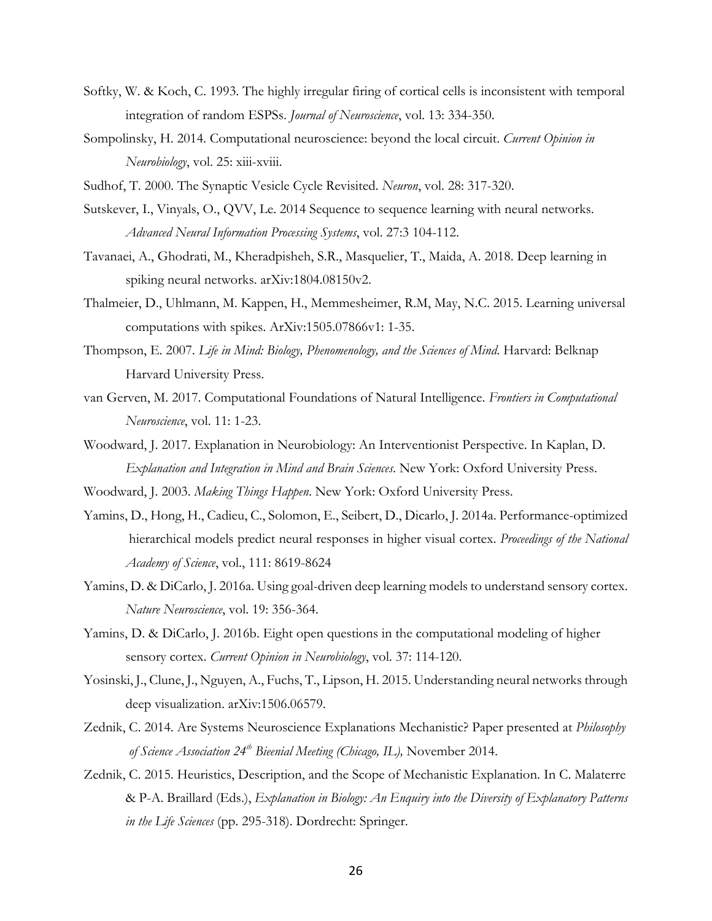Softky, W. & Koch, C. 1993. The highly irregular firing of cortical cells is inconsistent with temporal integration of random ESPSs. *Journal of Neuroscience*, vol. 13: 334-350.

Sompolinsky, H. 2014. Computational neuroscience: beyond the local circuit. *Current Opinion in Neurobiology*, vol. 25: xiii-xviii.

Sudhof, T. 2000. The Synaptic Vesicle Cycle Revisited. *Neuron*, vol. 28: 317-320.

Sutskever, I., Vinyals, O., QVV, Le. 2014 Sequence to sequence learning with neural networks. *Advanced Neural Information Processing Systems*, vol. 27:3 104-112.

Tavanaei, A., Ghodrati, M., Kheradpisheh, S.R., Masquelier, T., Maida, A. 2018. Deep learning in spiking neural networks. arXiv:1804.08150v2.

Thalmeier, D., Uhlmann, M. Kappen, H., Memmesheimer, R.M, May, N.C. 2015. Learning universal computations with spikes. ArXiv:1505.07866v1: 1-35.

Thompson, E. 2007. *Life in Mind: Biology, Phenomenology, and the Sciences of Mind*. Harvard: Belknap Harvard University Press.

van Gerven, M. 2017. Computational Foundations of Natural Intelligence. *Frontiers in Computational Neuroscience*, vol. 11: 1-23.

Woodward, J. 2017. Explanation in Neurobiology: An Interventionist Perspective. In Kaplan, D. *Explanation and Integration in Mind and Brain Sciences*. New York: Oxford University Press.

Woodward, J. 2003. *Making Things Happen*. New York: Oxford University Press.

Yamins, D., Hong, H., Cadieu, C., Solomon, E., Seibert, D., Dicarlo, J. 2014a. Performance-optimized hierarchical models predict neural responses in higher visual cortex. *Proceedings of the National Academy of Science*, vol., 111: 8619-8624

Yamins, D. & DiCarlo, J. 2016a. Using goal-driven deep learning models to understand sensory cortex. *Nature Neuroscience*, vol. 19: 356-364.

Yamins, D. & DiCarlo, J. 2016b. Eight open questions in the computational modeling of higher sensory cortex. *Current Opinion in Neurobiology*, vol. 37: 114-120.

Yosinski, J., Clune, J., Nguyen, A., Fuchs, T., Lipson, H. 2015. Understanding neural networks through deep visualization. arXiv:1506.06579.

Zednik, C. 2014. Are Systems Neuroscience Explanations Mechanistic? Paper presented at *Philosophy of Science Association 24th Bieenial Meeting (Chicago, IL),* November 2014.

Zednik, C. 2015. Heuristics, Description, and the Scope of Mechanistic Explanation. In C. Malaterre & P-A. Braillard (Eds.), *Explanation in Biology: An Enquiry into the Diversity of Explanatory Patterns in the Life Sciences* (pp. 295-318). Dordrecht: Springer.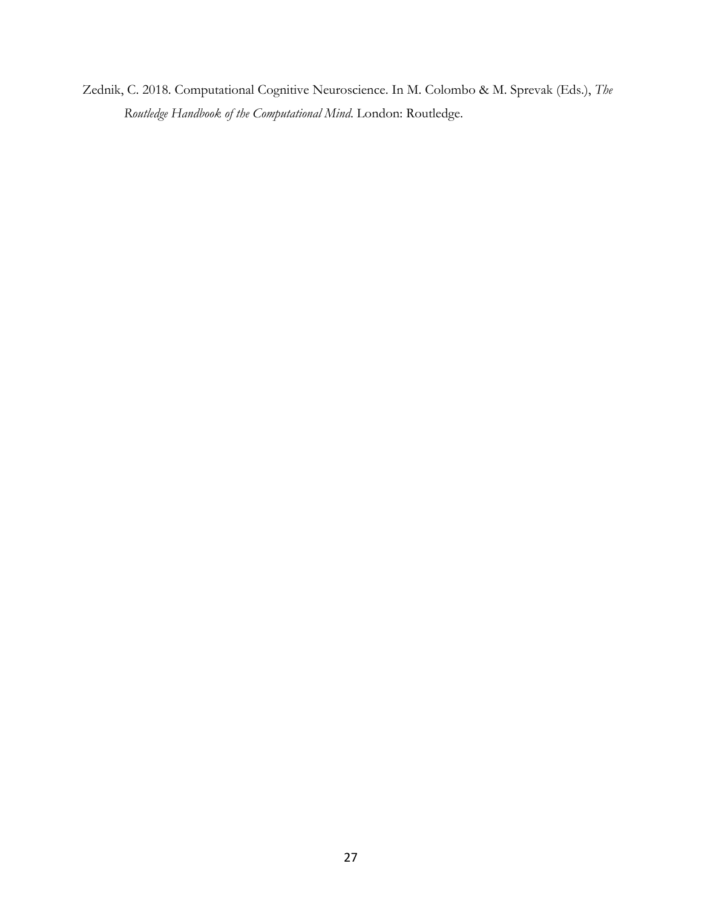Zednik, C. 2018. Computational Cognitive Neuroscience. In M. Colombo & M. Sprevak (Eds.), *The Routledge Handbook of the Computational Mind*. London: Routledge.